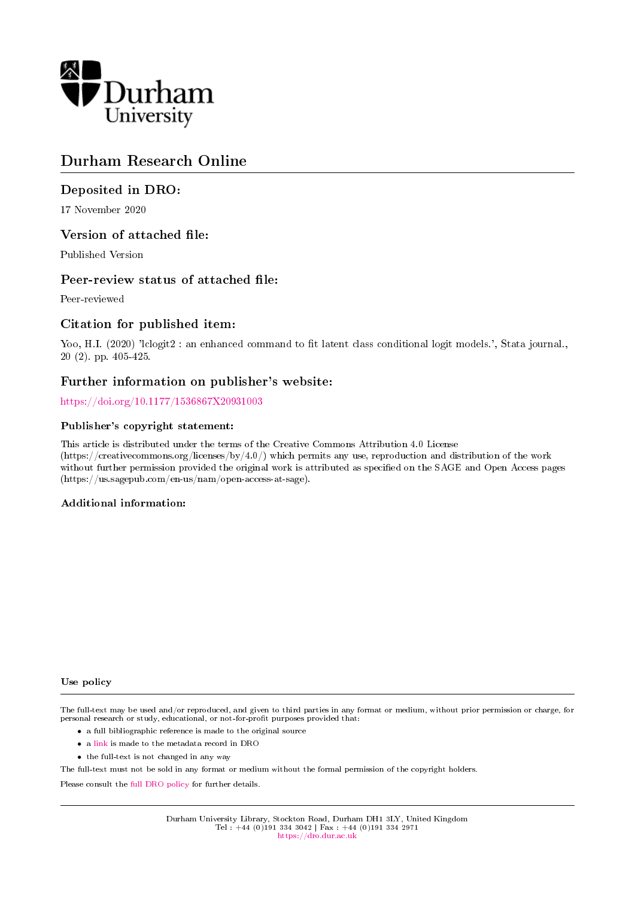Durham University

# Durham Research Online

## Deposited in DRO:

17 November 2020

## Version of attached file:

Published Version

## Peer-review status of attached file:

Peer-reviewed

## Citation for published item:

Yoo, H.I. (2020) 'lclogit2 : an enhanced command to fit latent class conditional logit models.', Stata journal., 20 (2). pp. 405-425.

## Further information on publisher's website:

https://doi.org/10.1177/1536867X20931003

### Publisher's copyright statement:

This article is distributed under the terms of the Creative Commons Attribution 4.0 License (https://creativecommons.org/licenses/by/4.0/) which permits any use, reproduction and distribution of the work without further permission provided the original work is attributed as specified on the SAGE and Open Access pages (https://us.sagepub.com/en-us/nam/open-access-at-sage).

### Additional information:

### Use policy

The full-text may be used and/or reproduced, and given to third parties in any format or medium, without prior permission or charge, for personal research or study, educational, or not-for-profit purposes provided that:

- a full bibliographic reference is made to the original source
- a link is made to the metadata record in DRO
- the full-text is not changed in any way

The full-text must not be sold in any format or medium without the formal permission of the copyright holders.

Please consult the full DRO policy for further details.

Durham University Library, Stockton Road, Durham DH1 3LY, United Kingdom
Tel : +44 (0)191 334 3042 | Fax : +44 (0)191 334 2971
https://dro.dur.ac.uk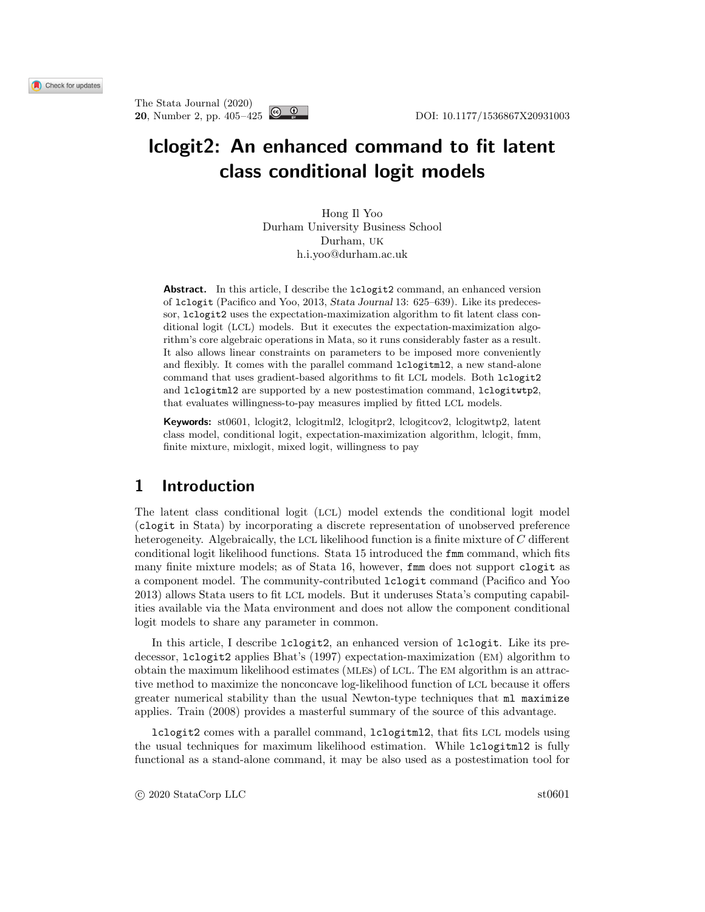The Stata Journal (2020)
**20**, Number 2, pp. 405–425

DOI: 10.1177/1536867X20931003

# lclogit2: An enhanced command to fit latent class conditional logit models

Hong Il Yoo
Durham University Business School
Durham, UK
h.i.yoo@durham.ac.uk

**Abstract.** In this article, I describe the `lclogit2` command, an enhanced version of `lclogit` (Pacifico and Yoo, 2013, *Stata Journal* 13: 625–639). Like its predecessor, `lclogit2` uses the expectation-maximization algorithm to fit latent class conditional logit (LCL) models. But it executes the expectation-maximization algorithm's core algebraic operations in Mata, so it runs considerably faster as a result. It also allows linear constraints on parameters to be imposed more conveniently and flexibly. It comes with the parallel command `lclogitml2`, a new stand-alone command that uses gradient-based algorithms to fit LCL models. Both `lclogit2` and `lclogitml2` are supported by a new postestimation command, `lclogitwtp2`, that evaluates willingness-to-pay measures implied by fitted LCL models.

**Keywords:** st0601, lclogit2, lclogitml2, lclogitpr2, lclogitcov2, lclogitwtp2, latent class model, conditional logit, expectation-maximization algorithm, lclogit, fmm, finite mixture, mixlogit, mixed logit, willingness to pay

## 1 Introduction

The latent class conditional logit (LCL) model extends the conditional logit model (`clogit` in Stata) by incorporating a discrete representation of unobserved preference heterogeneity. Algebraically, the LCL likelihood function is a finite mixture of $C$ different conditional logit likelihood functions. Stata 15 introduced the `fmm` command, which fits many finite mixture models; as of Stata 16, however, `fmm` does not support `clogit` as a component model. The community-contributed `lclogit` command (Pacifico and Yoo 2013) allows Stata users to fit LCL models. But it underuses Stata's computing capabilities available via the Mata environment and does not allow the component conditional logit models to share any parameter in common.

In this article, I describe `lclogit2`, an enhanced version of `lclogit`. Like its predecessor, `lclogit2` applies Bhat's (1997) expectation-maximization (EM) algorithm to obtain the maximum likelihood estimates (MLEs) of LCL. The EM algorithm is an attractive method to maximize the nonconcave log-likelihood function of LCL because it offers greater numerical stability than the usual Newton-type techniques that `ml maximize` applies. Train (2008) provides a masterful summary of the source of this advantage.

`lclogit2` comes with a parallel command, `lclogitml2`, that fits LCL models using the usual techniques for maximum likelihood estimation. While `lclogitml2` is fully functional as a stand-alone command, it may be also used as a postestimation tool for

© 2020 StataCorp LLC st0601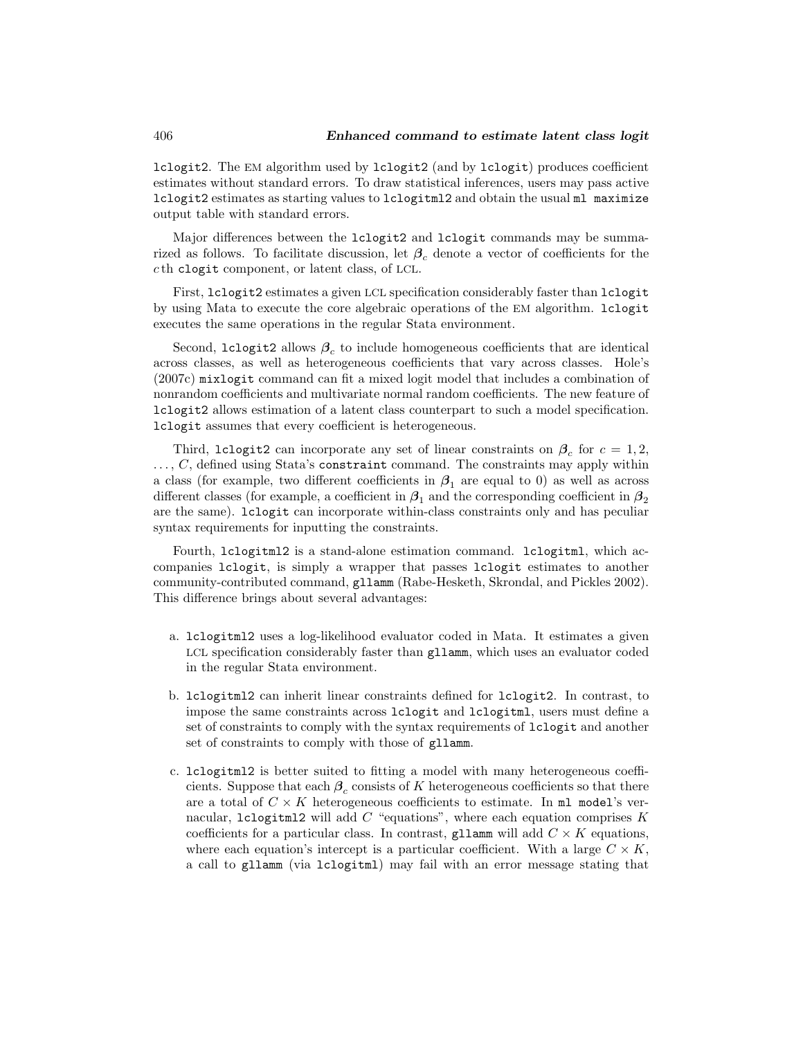lclogit2. The EM algorithm used by lclogit2 (and by lclogit) produces coefficient estimates without standard errors. To draw statistical inferences, users may pass active lclogit2 estimates as starting values to lclogitml2 and obtain the usual ml maximize output table with standard errors.

Major differences between the lclogit2 and lclogit commands may be summarized as follows. To facilitate discussion, let $\boldsymbol{\beta}_c$ denote a vector of coefficients for the $c$th clogit component, or latent class, of LCL.

First, lclogit2 estimates a given LCL specification considerably faster than lclogit by using Mata to execute the core algebraic operations of the EM algorithm. lclogit executes the same operations in the regular Stata environment.

Second, lclogit2 allows $\boldsymbol{\beta}_c$ to include homogeneous coefficients that are identical across classes, as well as heterogeneous coefficients that vary across classes. Hole's (2007c) mixlogit command can fit a mixed logit model that includes a combination of nonrandom coefficients and multivariate normal random coefficients. The new feature of lclogit2 allows estimation of a latent class counterpart to such a model specification. lclogit assumes that every coefficient is heterogeneous.

Third, lclogit2 can incorporate any set of linear constraints on $\boldsymbol{\beta}_c$ for $c = 1, 2, \ldots, C$, defined using Stata's constraint command. The constraints may apply within a class (for example, two different coefficients in $\boldsymbol{\beta}_1$ are equal to 0) as well as across different classes (for example, a coefficient in $\boldsymbol{\beta}_1$ and the corresponding coefficient in $\boldsymbol{\beta}_2$ are the same). lclogit can incorporate within-class constraints only and has peculiar syntax requirements for inputting the constraints.

Fourth, lclogitml2 is a stand-alone estimation command. lclogitml, which accompanies lclogit, is simply a wrapper that passes lclogit estimates to another community-contributed command, gllamm (Rabe-Hesketh, Skrondal, and Pickles 2002). This difference brings about several advantages:

a. lclogitml2 uses a log-likelihood evaluator coded in Mata. It estimates a given LCL specification considerably faster than gllamm, which uses an evaluator coded in the regular Stata environment.

b. lclogitml2 can inherit linear constraints defined for lclogit2. In contrast, to impose the same constraints across lclogit and lclogitml, users must define a set of constraints to comply with the syntax requirements of lclogit and another set of constraints to comply with those of gllamm.

c. lclogitml2 is better suited to fitting a model with many heterogeneous coefficients. Suppose that each $\boldsymbol{\beta}_c$ consists of $K$ heterogeneous coefficients so that there are a total of $C \times K$ heterogeneous coefficients to estimate. In ml model's vernacular, lclogitml2 will add $C$ "equations", where each equation comprises $K$ coefficients for a particular class. In contrast, gllamm will add $C \times K$ equations, where each equation's intercept is a particular coefficient. With a large $C \times K$, a call to gllamm (via lclogitml) may fail with an error message stating that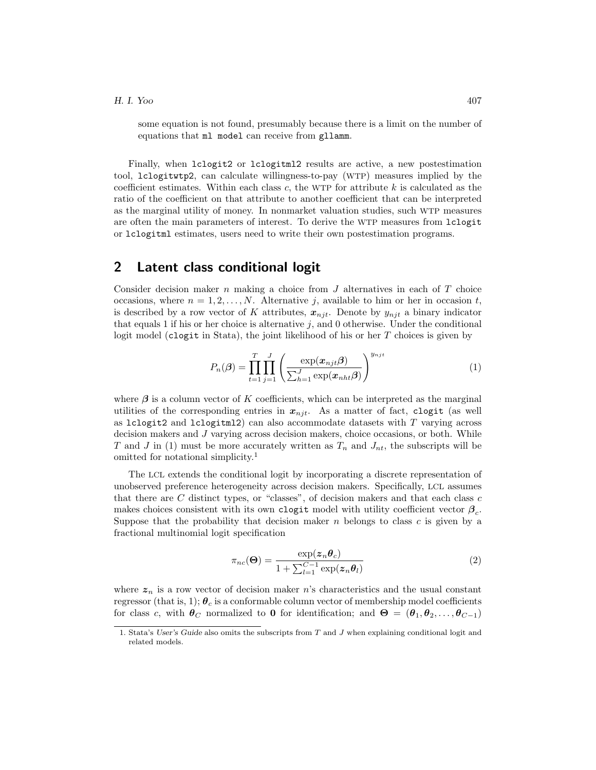some equation is not found, presumably because there is a limit on the number of equations that `ml model` can receive from `gllamm`.

Finally, when `lclogit2` or `lclogitml2` results are active, a new postestimation tool, `lclogitwtp2`, can calculate willingness-to-pay (WTP) measures implied by the coefficient estimates. Within each class $c$, the WTP for attribute $k$ is calculated as the ratio of the coefficient on that attribute to another coefficient that can be interpreted as the marginal utility of money. In nonmarket valuation studies, such WTP measures are often the main parameters of interest. To derive the WTP measures from `lclogit` or `lclogitml` estimates, users need to write their own postestimation programs.

## 2 Latent class conditional logit

Consider decision maker $n$ making a choice from $J$ alternatives in each of $T$ choice occasions, where $n = 1, 2, \ldots, N$. Alternative $j$, available to him or her in occasion $t$, is described by a row vector of $K$ attributes, $\boldsymbol{x}_{njt}$. Denote by $y_{njt}$ a binary indicator that equals 1 if his or her choice is alternative $j$, and 0 otherwise. Under the conditional logit model (`clogit` in Stata), the joint likelihood of his or her $T$ choices is given by

$$P_n(\boldsymbol{\beta}) = \prod_{t=1}^{T} \prod_{j=1}^{J} \left( \frac{\exp(\boldsymbol{x}_{njt}\boldsymbol{\beta})}{\sum_{h=1}^{J} \exp(\boldsymbol{x}_{nht}\boldsymbol{\beta})} \right)^{y_{njt}} \tag{1}$$

where $\boldsymbol{\beta}$ is a column vector of $K$ coefficients, which can be interpreted as the marginal utilities of the corresponding entries in $\boldsymbol{x}_{njt}$. As a matter of fact, `clogit` (as well as `lclogit2` and `lclogitml2`) can also accommodate datasets with $T$ varying across decision makers and $J$ varying across decision makers, choice occasions, or both. While $T$ and $J$ in (1) must be more accurately written as $T_n$ and $J_{nt}$, the subscripts will be omitted for notational simplicity.[1]

The LCL extends the conditional logit by incorporating a discrete representation of unobserved preference heterogeneity across decision makers. Specifically, LCL assumes that there are $C$ distinct types, or "classes", of decision makers and that each class $c$ makes choices consistent with its own `clogit` model with utility coefficient vector $\boldsymbol{\beta}_c$. Suppose that the probability that decision maker $n$ belongs to class $c$ is given by a fractional multinomial logit specification

$$\pi_{nc}(\boldsymbol{\Theta}) = \frac{\exp(\boldsymbol{z}_n\boldsymbol{\theta}_c)}{1 + \sum_{l=1}^{C-1} \exp(\boldsymbol{z}_n\boldsymbol{\theta}_l)} \tag{2}$$

where $\boldsymbol{z}_n$ is a row vector of decision maker $n$'s characteristics and the usual constant regressor (that is, 1); $\boldsymbol{\theta}_c$ is a conformable column vector of membership model coefficients for class $c$, with $\boldsymbol{\theta}_C$ normalized to $\mathbf{0}$ for identification; and $\boldsymbol{\Theta} = (\boldsymbol{\theta}_1, \boldsymbol{\theta}_2, \ldots, \boldsymbol{\theta}_{C-1})$

1. Stata's *User's Guide* also omits the subscripts from $T$ and $J$ when explaining conditional logit and related models.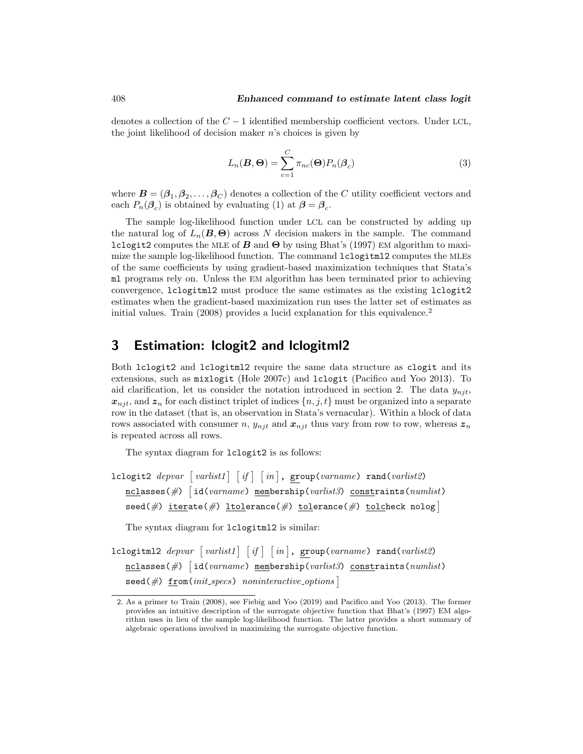denotes a collection of the $C-1$ identified membership coefficient vectors. Under LCL, the joint likelihood of decision maker $n$'s choices is given by

$$L_n(\boldsymbol{B}, \boldsymbol{\Theta}) = \sum_{c=1}^{C} \pi_{nc}(\boldsymbol{\Theta}) P_n(\boldsymbol{\beta}_c) \tag{3}$$

where $\boldsymbol{B} = (\boldsymbol{\beta}_1, \boldsymbol{\beta}_2, \ldots, \boldsymbol{\beta}_C)$ denotes a collection of the $C$ utility coefficient vectors and each $P_n(\boldsymbol{\beta}_c)$ is obtained by evaluating (1) at $\boldsymbol{\beta} = \boldsymbol{\beta}_c$.

The sample log-likelihood function under LCL can be constructed by adding up the natural log of $L_n(\boldsymbol{B}, \boldsymbol{\Theta})$ across $N$ decision makers in the sample. The command `lclogit2` computes the MLE of $\boldsymbol{B}$ and $\boldsymbol{\Theta}$ by using Bhat's (1997) EM algorithm to maximize the sample log-likelihood function. The command `lclogitml2` computes the MLEs of the same coefficients by using gradient-based maximization techniques that Stata's `ml` programs rely on. Unless the EM algorithm has been terminated prior to achieving convergence, `lclogitml2` must produce the same estimates as the existing `lclogit2` estimates when the gradient-based maximization run uses the latter set of estimates as initial values. Train (2008) provides a lucid explanation for this equivalence.[2]

## 3 Estimation: lclogit2 and lclogitml2

Both `lclogit2` and `lclogitml2` require the same data structure as `clogit` and its extensions, such as `mixlogit` (Hole 2007c) and `lclogit` (Pacifico and Yoo 2013). To aid clarification, let us consider the notation introduced in section 2. The data $y_{njt}$, $\boldsymbol{x}_{njt}$, and $\boldsymbol{z}_n$ for each distinct triplet of indices $\{n, j, t\}$ must be organized into a separate row in the dataset (that is, an observation in Stata's vernacular). Within a block of data rows associated with consumer $n$, $y_{njt}$ and $\boldsymbol{x}_{njt}$ thus vary from row to row, whereas $\boldsymbol{z}_n$ is repeated across all rows.

The syntax diagram for `lclogit2` is as follows:

```
lclogit2 depvar [varlist1] [if] [in], group(varname) rand(varlist2)
    nclasses(#) [id(varname) membership(varlist3) constraints(numlist)
    seed(#) iterate(#) ltolerance(#) tolerance(#) tolcheck nolog]
```

The syntax diagram for `lclogitml2` is similar:

```
lclogitml2 depvar [varlist1] [if] [in], group(varname) rand(varlist2)
    nclasses(#) [id(varname) membership(varlist3) constraints(numlist)
    seed(#) from(init_specs) noninteractive_options]
```

---

2. As a primer to Train (2008), see Fiebig and Yoo (2019) and Pacifico and Yoo (2013). The former provides an intuitive description of the surrogate objective function that Bhat's (1997) EM algorithm uses in lieu of the sample log-likelihood function. The latter provides a short summary of algebraic operations involved in maximizing the surrogate objective function.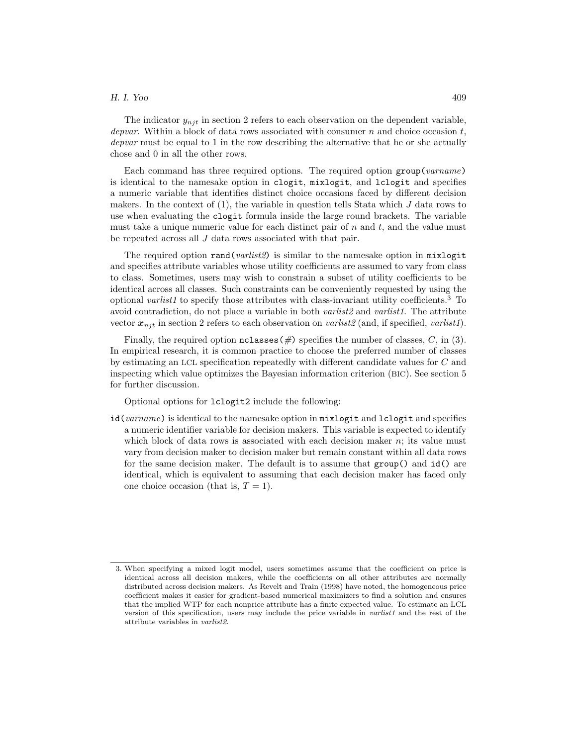The indicator $y_{njt}$ in section 2 refers to each observation on the dependent variable, *depvar*. Within a block of data rows associated with consumer $n$ and choice occasion $t$, *depvar* must be equal to 1 in the row describing the alternative that he or she actually chose and 0 in all the other rows.

Each command has three required options. The required option `group(`*varname*`)` is identical to the namesake option in `clogit`, `mixlogit`, and `lclogit` and specifies a numeric variable that identifies distinct choice occasions faced by different decision makers. In the context of (1), the variable in question tells Stata which $J$ data rows to use when evaluating the `clogit` formula inside the large round brackets. The variable must take a unique numeric value for each distinct pair of $n$ and $t$, and the value must be repeated across all $J$ data rows associated with that pair.

The required option `rand(`*varlist2*`)` is similar to the namesake option in `mixlogit` and specifies attribute variables whose utility coefficients are assumed to vary from class to class. Sometimes, users may wish to constrain a subset of utility coefficients to be identical across all classes. Such constraints can be conveniently requested by using the optional *varlist1* to specify those attributes with class-invariant utility coefficients.[3] To avoid contradiction, do not place a variable in both *varlist2* and *varlist1*. The attribute vector $\boldsymbol{x}_{njt}$ in section 2 refers to each observation on *varlist2* (and, if specified, *varlist1*).

Finally, the required option `nclasses(`*#*`)` specifies the number of classes, $C$, in (3). In empirical research, it is common practice to choose the preferred number of classes by estimating an LCL specification repeatedly with different candidate values for $C$ and inspecting which value optimizes the Bayesian information criterion (BIC). See section 5 for further discussion.

Optional options for `lclogit2` include the following:

`id(`*varname*`)` is identical to the namesake option in `mixlogit` and `lclogit` and specifies a numeric identifier variable for decision makers. This variable is expected to identify which block of data rows is associated with each decision maker $n$; its value must vary from decision maker to decision maker but remain constant within all data rows for the same decision maker. The default is to assume that `group()` and `id()` are identical, which is equivalent to assuming that each decision maker has faced only one choice occasion (that is, $T = 1$).

---

3. When specifying a mixed logit model, users sometimes assume that the coefficient on price is identical across all decision makers, while the coefficients on all other attributes are normally distributed across decision makers. As Revelt and Train (1998) have noted, the homogeneous price coefficient makes it easier for gradient-based numerical maximizers to find a solution and ensures that the implied WTP for each nonprice attribute has a finite expected value. To estimate an LCL version of this specification, users may include the price variable in *varlist1* and the rest of the attribute variables in *varlist2*.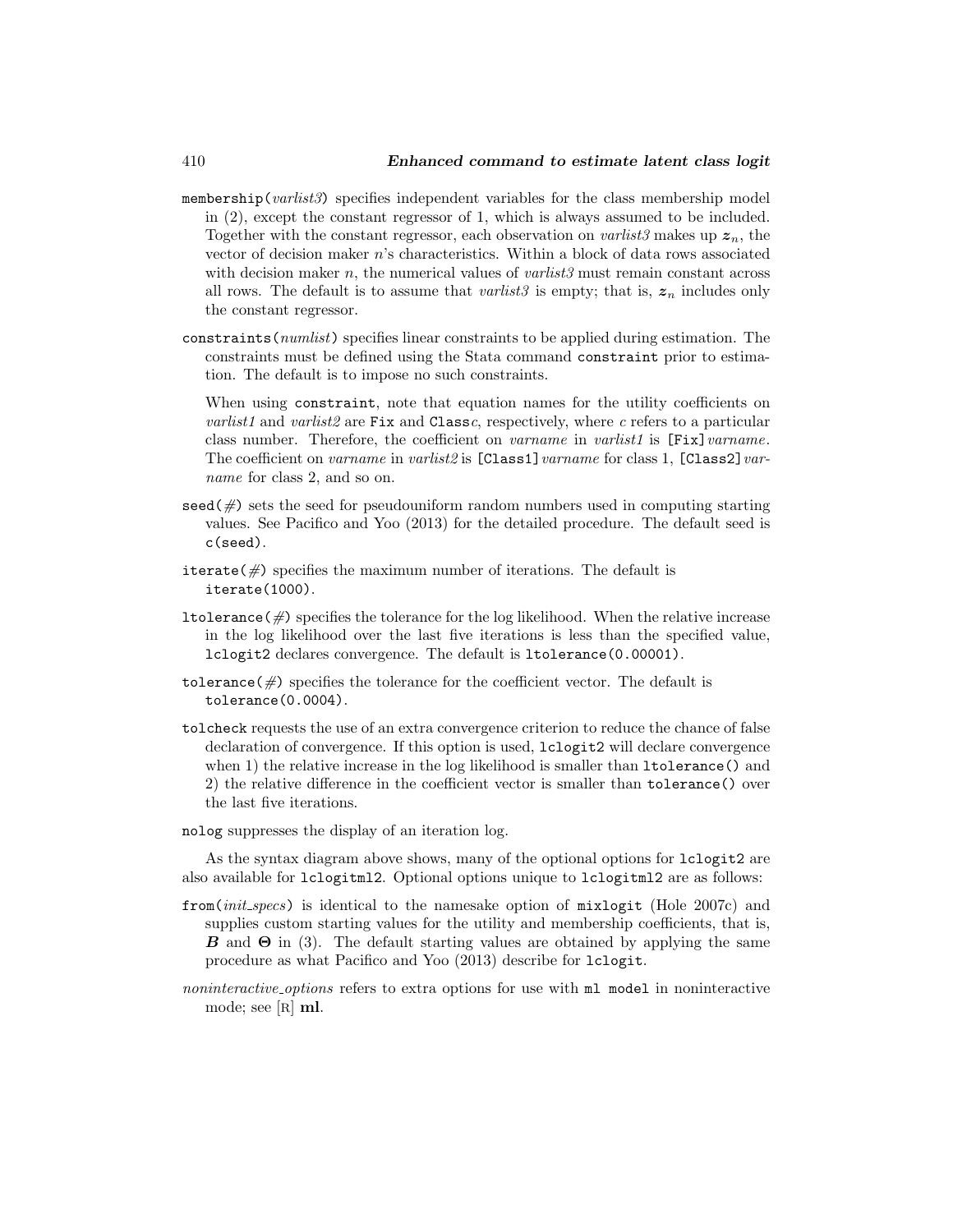`membership(`*varlist3*`)` specifies independent variables for the class membership model in (2), except the constant regressor of 1, which is always assumed to be included. Together with the constant regressor, each observation on *varlist3* makes up $\boldsymbol{z}_n$, the vector of decision maker $n$'s characteristics. Within a block of data rows associated with decision maker $n$, the numerical values of *varlist3* must remain constant across all rows. The default is to assume that *varlist3* is empty; that is, $\boldsymbol{z}_n$ includes only the constant regressor.

`constraints(`*numlist*`)` specifies linear constraints to be applied during estimation. The constraints must be defined using the Stata command `constraint` prior to estimation. The default is to impose no such constraints.

When using `constraint`, note that equation names for the utility coefficients on *varlist1* and *varlist2* are `Fix` and `Class`*c*, respectively, where *c* refers to a particular class number. Therefore, the coefficient on *varname* in *varlist1* is `[Fix]`*varname*. The coefficient on *varname* in *varlist2* is `[Class1]`*varname* for class 1, `[Class2]`*varname* for class 2, and so on.

`seed(`*#*`)` sets the seed for pseudouniform random numbers used in computing starting values. See Pacifico and Yoo (2013) for the detailed procedure. The default seed is `c(seed)`.

`iterate(`*#*`)` specifies the maximum number of iterations. The default is `iterate(1000)`.

`ltolerance(`*#*`)` specifies the tolerance for the log likelihood. When the relative increase in the log likelihood over the last five iterations is less than the specified value, `lclogit2` declares convergence. The default is `ltolerance(0.00001)`.

`tolerance(`*#*`)` specifies the tolerance for the coefficient vector. The default is `tolerance(0.0004)`.

`tolcheck` requests the use of an extra convergence criterion to reduce the chance of false declaration of convergence. If this option is used, `lclogit2` will declare convergence when 1) the relative increase in the log likelihood is smaller than `ltolerance()` and 2) the relative difference in the coefficient vector is smaller than `tolerance()` over the last five iterations.

`nolog` suppresses the display of an iteration log.

As the syntax diagram above shows, many of the optional options for `lclogit2` are also available for `lclogitml2`. Optional options unique to `lclogitml2` are as follows:

`from(`*init_specs*`)` is identical to the namesake option of `mixlogit` (Hole 2007c) and supplies custom starting values for the utility and membership coefficients, that is, $\boldsymbol{B}$ and $\boldsymbol{\Theta}$ in (3). The default starting values are obtained by applying the same procedure as what Pacifico and Yoo (2013) describe for `lclogit`.

*noninteractive_options* refers to extra options for use with `ml model` in noninteractive mode; see [R] **ml**.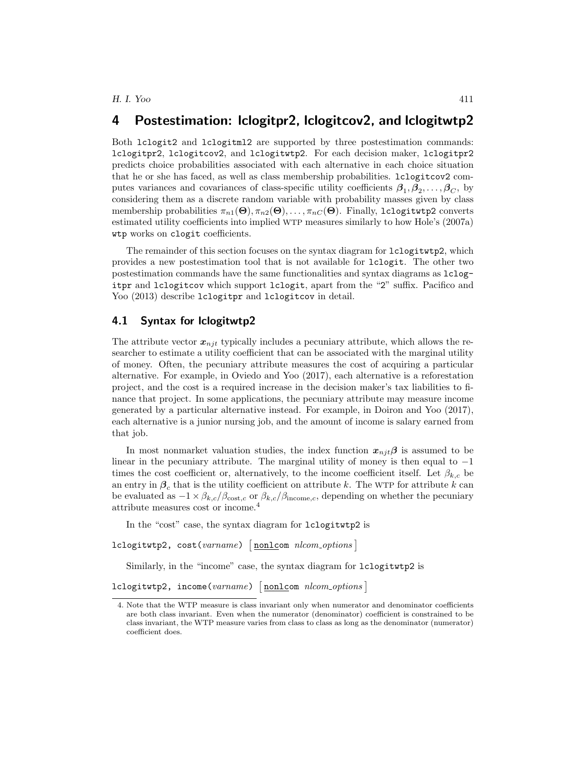## 4 Postestimation: lclogitpr2, lclogitcov2, and lclogitwtp2

Both lclogit2 and lclogitml2 are supported by three postestimation commands: lclogitpr2, lclogitcov2, and lclogitwtp2. For each decision maker, lclogitpr2 predicts choice probabilities associated with each alternative in each choice situation that he or she has faced, as well as class membership probabilities. lclogitcov2 computes variances and covariances of class-specific utility coefficients $\boldsymbol{\beta}_1, \boldsymbol{\beta}_2, \ldots, \boldsymbol{\beta}_C$, by considering them as a discrete random variable with probability masses given by class membership probabilities $\pi_{n1}(\boldsymbol{\Theta}), \pi_{n2}(\boldsymbol{\Theta}), \ldots, \pi_{nC}(\boldsymbol{\Theta})$. Finally, lclogitwtp2 converts estimated utility coefficients into implied WTP measures similarly to how Hole's (2007a) wtp works on clogit coefficients.

The remainder of this section focuses on the syntax diagram for lclogitwtp2, which provides a new postestimation tool that is not available for lclogit. The other two postestimation commands have the same functionalities and syntax diagrams as lclogitpr and lclogitcov which support lclogit, apart from the "2" suffix. Pacifico and Yoo (2013) describe lclogitpr and lclogitcov in detail.

### 4.1 Syntax for lclogitwtp2

The attribute vector $\boldsymbol{x}_{njt}$ typically includes a pecuniary attribute, which allows the researcher to estimate a utility coefficient that can be associated with the marginal utility of money. Often, the pecuniary attribute measures the cost of acquiring a particular alternative. For example, in Oviedo and Yoo (2017), each alternative is a reforestation project, and the cost is a required increase in the decision maker's tax liabilities to finance that project. In some applications, the pecuniary attribute may measure income generated by a particular alternative instead. For example, in Doiron and Yoo (2017), each alternative is a junior nursing job, and the amount of income is salary earned from that job.

In most nonmarket valuation studies, the index function $\boldsymbol{x}_{njt}\boldsymbol{\beta}$ is assumed to be linear in the pecuniary attribute. The marginal utility of money is then equal to $-1$ times the cost coefficient or, alternatively, to the income coefficient itself. Let $\beta_{k,c}$ be an entry in $\boldsymbol{\beta}_c$ that is the utility coefficient on attribute $k$. The WTP for attribute $k$ can be evaluated as $-1 \times \beta_{k,c}/\beta_{\text{cost},c}$ or $\beta_{k,c}/\beta_{\text{income},c}$, depending on whether the pecuniary attribute measures cost or income.[4]

In the "cost" case, the syntax diagram for lclogitwtp2 is

```
lclogitwtp2, cost(varname) [nonlcom nlcom_options]
```

Similarly, in the "income" case, the syntax diagram for lclogitwtp2 is

```
lclogitwtp2, income(varname) [nonlcom nlcom_options]
```

4. Note that the WTP measure is class invariant only when numerator and denominator coefficients are both class invariant. Even when the numerator (denominator) coefficient is constrained to be class invariant, the WTP measure varies from class to class as long as the denominator (numerator) coefficient does.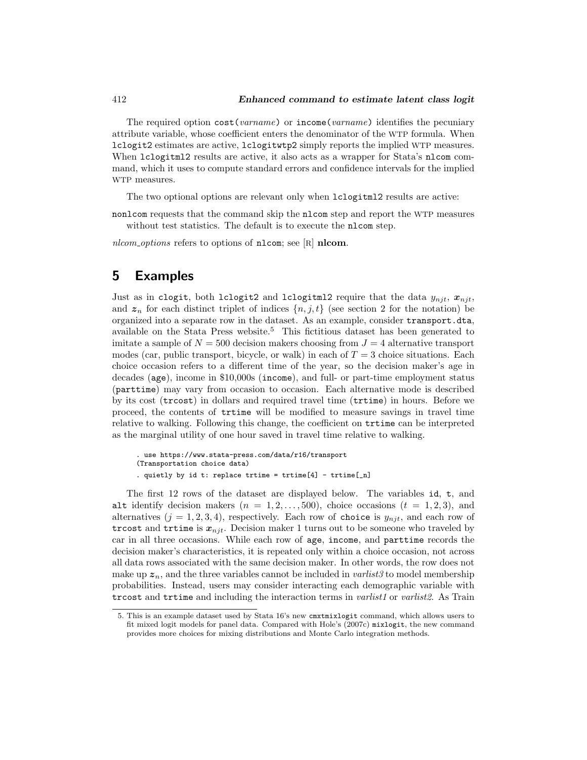The required option `cost(`*varname*`)` or `income(`*varname*`)` identifies the pecuniary attribute variable, whose coefficient enters the denominator of the WTP formula. When `lclogit2` estimates are active, `lclogitwtp2` simply reports the implied WTP measures. When `lclogitml2` results are active, it also acts as a wrapper for Stata's `nlcom` command, which it uses to compute standard errors and confidence intervals for the implied WTP measures.

The two optional options are relevant only when `lclogitml2` results are active:

`nonlcom` requests that the command skip the `nlcom` step and report the WTP measures without test statistics. The default is to execute the `nlcom` step.

*nlcom_options* refers to options of `nlcom`; see [R] **nlcom**.

## 5 Examples

Just as in `clogit`, both `lclogit2` and `lclogitml2` require that the data $y_{njt}$, $\boldsymbol{x}_{njt}$, and $\boldsymbol{z}_n$ for each distinct triplet of indices $\{n, j, t\}$ (see section 2 for the notation) be organized into a separate row in the dataset. As an example, consider `transport.dta`, available on the Stata Press website.[5] This fictitious dataset has been generated to imitate a sample of $N = 500$ decision makers choosing from $J = 4$ alternative transport modes (car, public transport, bicycle, or walk) in each of $T = 3$ choice situations. Each choice occasion refers to a different time of the year, so the decision maker's age in decades (`age`), income in \$10,000s (`income`), and full- or part-time employment status (`parttime`) may vary from occasion to occasion. Each alternative mode is described by its cost (`trcost`) in dollars and required travel time (`trtime`) in hours. Before we proceed, the contents of `trtime` will be modified to measure savings in travel time relative to walking. Following this change, the coefficient on `trtime` can be interpreted as the marginal utility of one hour saved in travel time relative to walking.

```
. use https://www.stata-press.com/data/r16/transport
(Transportation choice data)
. quietly by id t: replace trtime = trtime[4] - trtime[_n]
```

The first 12 rows of the dataset are displayed below. The variables `id`, `t`, and `alt` identify decision makers ($n = 1, 2, \ldots, 500$), choice occasions ($t = 1, 2, 3$), and alternatives ($j = 1, 2, 3, 4$), respectively. Each row of `choice` is $y_{njt}$, and each row of `trcost` and `trtime` is $\boldsymbol{x}_{njt}$. Decision maker 1 turns out to be someone who traveled by car in all three occasions. While each row of `age`, `income`, and `parttime` records the decision maker's characteristics, it is repeated only within a choice occasion, not across all data rows associated with the same decision maker. In other words, the row does not make up $\boldsymbol{z}_n$, and the three variables cannot be included in *varlist3* to model membership probabilities. Instead, users may consider interacting each demographic variable with `trcost` and `trtime` and including the interaction terms in *varlist1* or *varlist2*. As Train

5. This is an example dataset used by Stata 16's new `cmxtmixlogit` command, which allows users to fit mixed logit models for panel data. Compared with Hole's (2007c) `mixlogit`, the new command provides more choices for mixing distributions and Monte Carlo integration methods.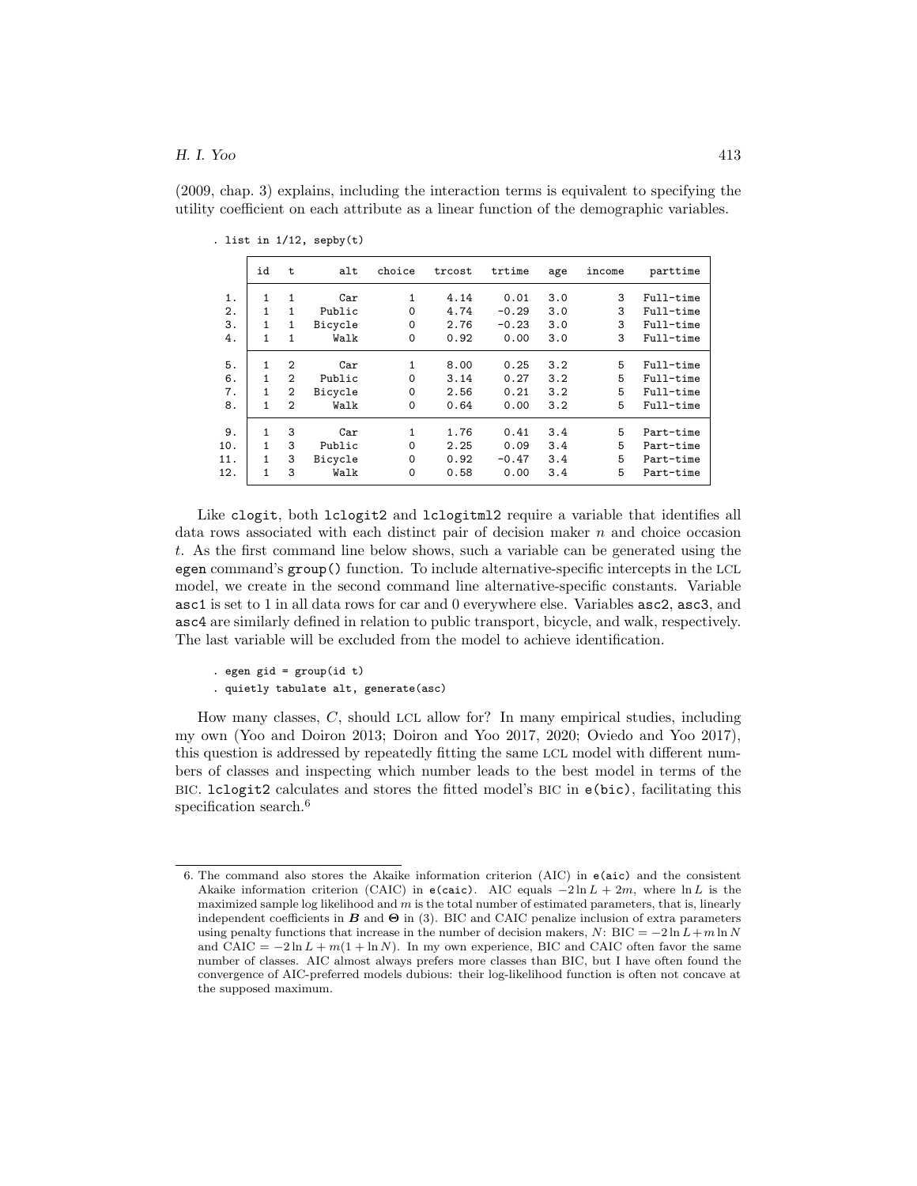(2009, chap. 3) explains, including the interaction terms is equivalent to specifying the utility coefficient on each attribute as a linear function of the demographic variables.

```
. list in 1/12, sepby(t)
```

|  | id | t | alt | choice | trcost | trtime | age | income | parttime |
|---|---|---|---|---|---|---|---|---|---|
| 1. | 1 | 1 | Car | 1 | 4.14 | 0.01 | 3.0 | 3 | Full-time |
| 2. | 1 | 1 | Public | 0 | 4.74 | −0.29 | 3.0 | 3 | Full-time |
| 3. | 1 | 1 | Bicycle | 0 | 2.76 | −0.23 | 3.0 | 3 | Full-time |
| 4. | 1 | 1 | Walk | 0 | 0.92 | 0.00 | 3.0 | 3 | Full-time |
| 5. | 1 | 2 | Car | 1 | 8.00 | 0.25 | 3.2 | 5 | Full-time |
| 6. | 1 | 2 | Public | 0 | 3.14 | 0.27 | 3.2 | 5 | Full-time |
| 7. | 1 | 2 | Bicycle | 0 | 2.56 | 0.21 | 3.2 | 5 | Full-time |
| 8. | 1 | 2 | Walk | 0 | 0.64 | 0.00 | 3.2 | 5 | Full-time |
| 9. | 1 | 3 | Car | 1 | 1.76 | 0.41 | 3.4 | 5 | Part-time |
| 10. | 1 | 3 | Public | 0 | 2.25 | 0.09 | 3.4 | 5 | Part-time |
| 11. | 1 | 3 | Bicycle | 0 | 0.92 | −0.47 | 3.4 | 5 | Part-time |
| 12. | 1 | 3 | Walk | 0 | 0.58 | 0.00 | 3.4 | 5 | Part-time |

Like `clogit`, both `lclogit2` and `lclogitml2` require a variable that identifies all data rows associated with each distinct pair of decision maker $n$ and choice occasion $t$. As the first command line below shows, such a variable can be generated using the `egen` command's `group()` function. To include alternative-specific intercepts in the LCL model, we create in the second command line alternative-specific constants. Variable `asc1` is set to 1 in all data rows for car and 0 everywhere else. Variables `asc2`, `asc3`, and `asc4` are similarly defined in relation to public transport, bicycle, and walk, respectively. The last variable will be excluded from the model to achieve identification.

```
. egen gid = group(id t)
. quietly tabulate alt, generate(asc)
```

How many classes, $C$, should LCL allow for? In many empirical studies, including my own (Yoo and Doiron 2013; Doiron and Yoo 2017, 2020; Oviedo and Yoo 2017), this question is addressed by repeatedly fitting the same LCL model with different numbers of classes and inspecting which number leads to the best model in terms of the BIC. `lclogit2` calculates and stores the fitted model's BIC in `e(bic)`, facilitating this specification search.[6]

---

6. The command also stores the Akaike information criterion (AIC) in `e(aic)` and the consistent Akaike information criterion (CAIC) in `e(caic)`. AIC equals $-2\ln L + 2m$, where $\ln L$ is the maximized sample log likelihood and $m$ is the total number of estimated parameters, that is, linearly independent coefficients in $\boldsymbol{B}$ and $\boldsymbol{\Theta}$ in (3). BIC and CAIC penalize inclusion of extra parameters using penalty functions that increase in the number of decision makers, $N$: $\text{BIC} = -2\ln L + m\ln N$ and $\text{CAIC} = -2\ln L + m(1+\ln N)$. In my own experience, BIC and CAIC often favor the same number of classes. AIC almost always prefers more classes than BIC, but I have often found the convergence of AIC-preferred models dubious: their log-likelihood function is often not concave at the supposed maximum.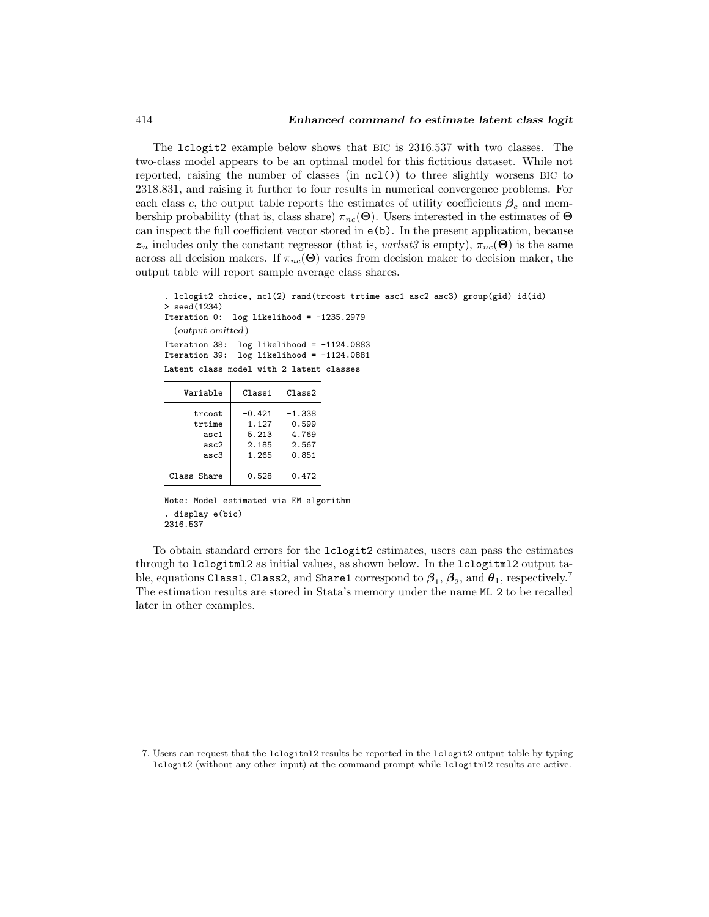The `lclogit2` example below shows that BIC is 2316.537 with two classes. The two-class model appears to be an optimal model for this fictitious dataset. While not reported, raising the number of classes (in `ncl()`) to three slightly worsens BIC to 2318.831, and raising it further to four results in numerical convergence problems. For each class $c$, the output table reports the estimates of utility coefficients $\boldsymbol{\beta}_c$ and membership probability (that is, class share) $\pi_{nc}(\boldsymbol{\Theta})$. Users interested in the estimates of $\boldsymbol{\Theta}$ can inspect the full coefficient vector stored in `e(b)`. In the present application, because $\boldsymbol{z}_n$ includes only the constant regressor (that is, *varlist3* is empty), $\pi_{nc}(\boldsymbol{\Theta})$ is the same across all decision makers. If $\pi_{nc}(\boldsymbol{\Theta})$ varies from decision maker to decision maker, the output table will report sample average class shares.

```
. lclogit2 choice, ncl(2) rand(trcost trtime asc1 asc2 asc3) group(gid) id(id)
> seed(1234)
Iteration 0:  log likelihood = -1235.2979
  (output omitted)
Iteration 38:  log likelihood = -1124.0883
Iteration 39:  log likelihood = -1124.0881
Latent class model with 2 latent classes

     Variable    Class1   Class2

       trcost    -0.421   -1.338
       trtime     1.127    0.599
         asc1     5.213    4.769
         asc2     2.185    2.567
         asc3     1.265    0.851

  Class Share     0.528    0.472

Note: Model estimated via EM algorithm
. display e(bic)
2316.537
```

To obtain standard errors for the `lclogit2` estimates, users can pass the estimates through to `lclogitml2` as initial values, as shown below. In the `lclogitml2` output table, equations `Class1`, `Class2`, and `Share1` correspond to $\boldsymbol{\beta}_1$, $\boldsymbol{\beta}_2$, and $\boldsymbol{\theta}_1$, respectively.[7] The estimation results are stored in Stata's memory under the name `ML_2` to be recalled later in other examples.

---

7. Users can request that the `lclogitml2` results be reported in the `lclogit2` output table by typing `lclogit2` (without any other input) at the command prompt while `lclogitml2` results are active.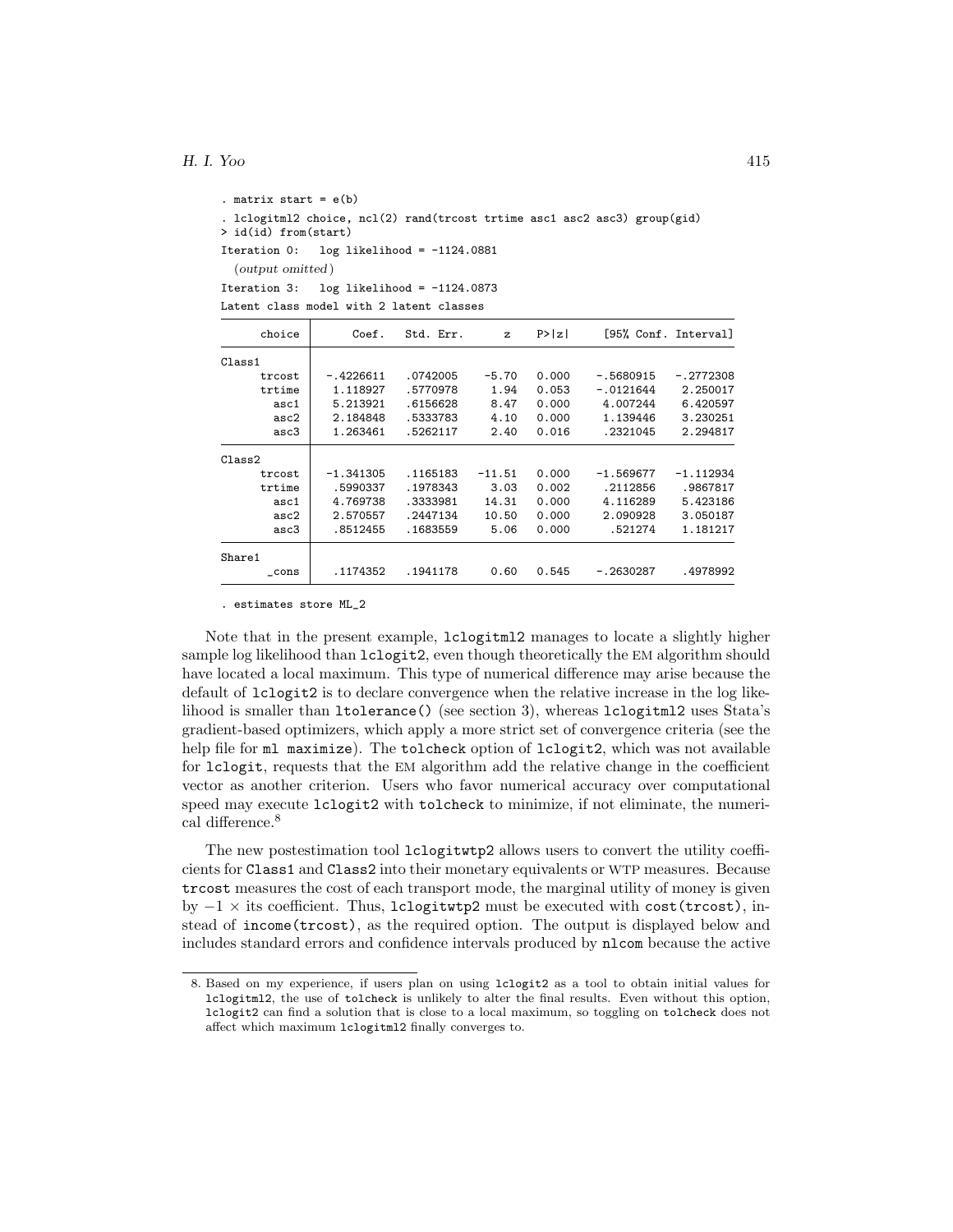```
. matrix start = e(b)
. lclogitml2 choice, ncl(2) rand(trcost trtime asc1 asc2 asc3) group(gid)
> id(id) from(start)
Iteration 0:   log likelihood = -1124.0881
  (output omitted)
Iteration 3:   log likelihood = -1124.0873
Latent class model with 2 latent classes
```

| choice | Coef. | Std. Err. | z | P>\|z\| | [95% Conf. Interval] | |
|---|---|---|---|---|---|---|
| Class1 | | | | | | |
| trcost | -.4226611 | .0742005 | -5.70 | 0.000 | -.5680915 | -.2772308 |
| trtime | 1.118927 | .5770978 | 1.94 | 0.053 | -.0121644 | 2.250017 |
| asc1 | 5.213921 | .6156628 | 8.47 | 0.000 | 4.007244 | 6.420597 |
| asc2 | 2.184848 | .5333783 | 4.10 | 0.000 | 1.139446 | 3.230251 |
| asc3 | 1.263461 | .5262117 | 2.40 | 0.016 | .2321045 | 2.294817 |
| Class2 | | | | | | |
| trcost | -1.341305 | .1165183 | -11.51 | 0.000 | -1.569677 | -1.112934 |
| trtime | .5990337 | .1978343 | 3.03 | 0.002 | .2112856 | .9867817 |
| asc1 | 4.769738 | .3333981 | 14.31 | 0.000 | 4.116289 | 5.423186 |
| asc2 | 2.570557 | .2447134 | 10.50 | 0.000 | 2.090928 | 3.050187 |
| asc3 | .8512455 | .1683559 | 5.06 | 0.000 | .521274 | 1.181217 |
| Share1 | | | | | | |
| _cons | .1174352 | .1941178 | 0.60 | 0.545 | -.2630287 | .4978992 |

```
. estimates store ML_2
```

Note that in the present example, `lclogitml2` manages to locate a slightly higher sample log likelihood than `lclogit2`, even though theoretically the EM algorithm should have located a local maximum. This type of numerical difference may arise because the default of `lclogit2` is to declare convergence when the relative increase in the log likelihood is smaller than `ltolerance()` (see section 3), whereas `lclogitml2` uses Stata's gradient-based optimizers, which apply a more strict set of convergence criteria (see the help file for `ml maximize`). The `tolcheck` option of `lclogit2`, which was not available for `lclogit`, requests that the EM algorithm add the relative change in the coefficient vector as another criterion. Users who favor numerical accuracy over computational speed may execute `lclogit2` with `tolcheck` to minimize, if not eliminate, the numerical difference.[8]

The new postestimation tool `lclogitwtp2` allows users to convert the utility coefficients for `Class1` and `Class2` into their monetary equivalents or WTP measures. Because `trcost` measures the cost of each transport mode, the marginal utility of money is given by $-1 \times$ its coefficient. Thus, `lclogitwtp2` must be executed with `cost(trcost)`, instead of `income(trcost)`, as the required option. The output is displayed below and includes standard errors and confidence intervals produced by `nlcom` because the active

8. Based on my experience, if users plan on using `lclogit2` as a tool to obtain initial values for `lclogitml2`, the use of `tolcheck` is unlikely to alter the final results. Even without this option, `lclogit2` can find a solution that is close to a local maximum, so toggling on `tolcheck` does not affect which maximum `lclogitml2` finally converges to.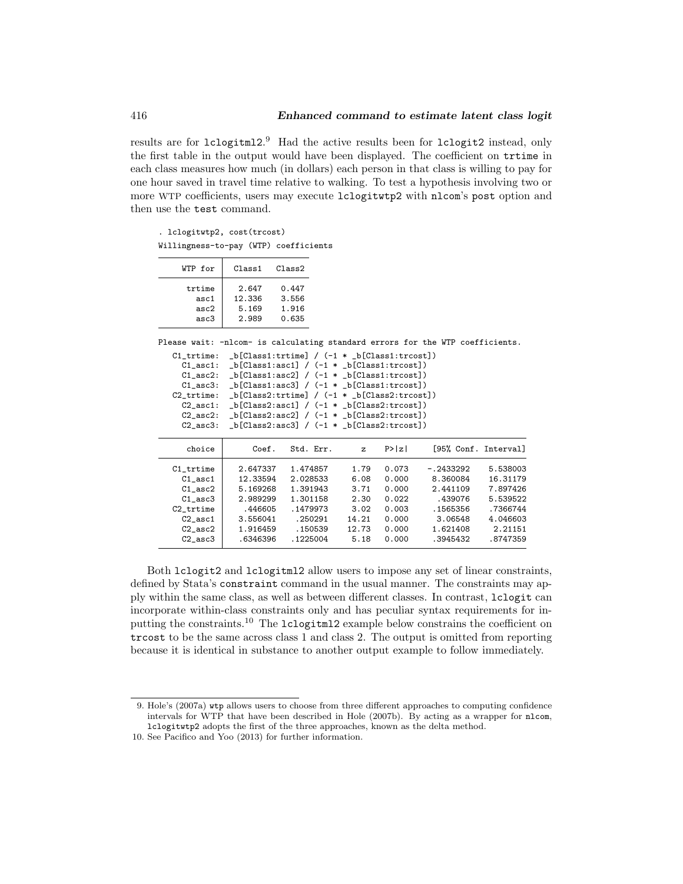results are for `lclogitml2`.[9] Had the active results been for `lclogit2` instead, only the first table in the output would have been displayed. The coefficient on `trtime` in each class measures how much (in dollars) each person in that class is willing to pay for one hour saved in travel time relative to walking. To test a hypothesis involving two or more WTP coefficients, users may execute `lclogitwtp2` with `nlcom`'s `post` option and then use the `test` command.

```
. lclogitwtp2, cost(trcost)
Willingness-to-pay (WTP) coefficients

     WTP for     Class1   Class2

      trtime      2.647    0.447
        asc1     12.336    3.556
        asc2      5.169    1.916
        asc3      2.989    0.635

Please wait: -nlcom- is calculating standard errors for the WTP coefficients.
   C1_trtime:  _b[Class1:trtime] / (-1 * _b[Class1:trcost])
     C1_asc1:  _b[Class1:asc1] / (-1 * _b[Class1:trcost])
     C1_asc2:  _b[Class1:asc2] / (-1 * _b[Class1:trcost])
     C1_asc3:  _b[Class1:asc3] / (-1 * _b[Class1:trcost])
   C2_trtime:  _b[Class2:trtime] / (-1 * _b[Class2:trcost])
     C2_asc1:  _b[Class2:asc1] / (-1 * _b[Class2:trcost])
     C2_asc2:  _b[Class2:asc2] / (-1 * _b[Class2:trcost])
     C2_asc3:  _b[Class2:asc3] / (-1 * _b[Class2:trcost])

      choice        Coef.   Std. Err.      z    P>|z|     [95% Conf. Interval]

   C1_trtime     2.647337   1.474857     1.79   0.073    -.2433292    5.538003
     C1_asc1     12.33594   2.028533     6.08   0.000     8.360084    16.31179
     C1_asc2     5.169268   1.391943     3.71   0.000     2.441109    7.897426
     C1_asc3     2.989299   1.301158     2.30   0.022      .439076    5.539522
   C2_trtime      .446605   .1479973     3.02   0.003     .1565356    .7366744
     C2_asc1     3.556041    .250291    14.21   0.000      3.06548    4.046603
     C2_asc2     1.916459    .150539    12.73   0.000     1.621408     2.21151
     C2_asc3     .6346396   .1225004     5.18   0.000     .3945432    .8747359
```

Both `lclogit2` and `lclogitml2` allow users to impose any set of linear constraints, defined by Stata's `constraint` command in the usual manner. The constraints may apply within the same class, as well as between different classes. In contrast, `lclogit` can incorporate within-class constraints only and has peculiar syntax requirements for inputting the constraints.[10] The `lclogitml2` example below constrains the coefficient on `trcost` to be the same across class 1 and class 2. The output is omitted from reporting because it is identical in substance to another output example to follow immediately.

9. Hole's (2007a) `wtp` allows users to choose from three different approaches to computing confidence intervals for WTP that have been described in Hole (2007b). By acting as a wrapper for `nlcom`, `lclogitwtp2` adopts the first of the three approaches, known as the delta method.

10. See Pacifico and Yoo (2013) for further information.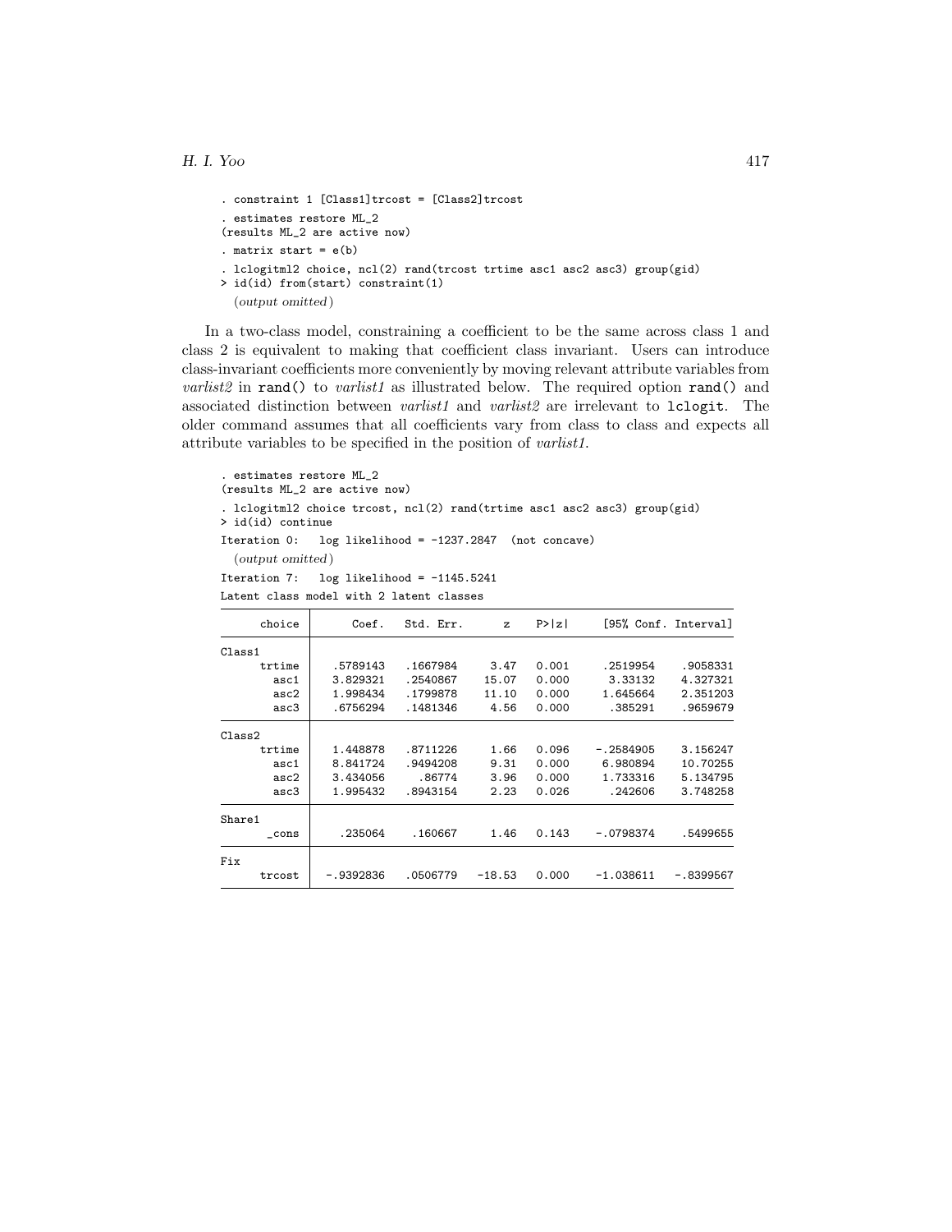```
. constraint 1 [Class1]trcost = [Class2]trcost
. estimates restore ML_2
(results ML_2 are active now)
. matrix start = e(b)
. lclogitml2 choice, ncl(2) rand(trcost trtime asc1 asc2 asc3) group(gid)
> id(id) from(start) constraint(1)
  (output omitted)
```

In a two-class model, constraining a coefficient to be the same across class 1 and class 2 is equivalent to making that coefficient class invariant. Users can introduce class-invariant coefficients more conveniently by moving relevant attribute variables from *varlist2* in `rand()` to *varlist1* as illustrated below. The required option `rand()` and associated distinction between *varlist1* and *varlist2* are irrelevant to `lclogit`. The older command assumes that all coefficients vary from class to class and expects all attribute variables to be specified in the position of *varlist1*.

```
. estimates restore ML_2
(results ML_2 are active now)
. lclogitml2 choice trcost, ncl(2) rand(trtime asc1 asc2 asc3) group(gid)
> id(id) continue
Iteration 0:   log likelihood = -1237.2847  (not concave)
  (output omitted)
Iteration 7:   log likelihood = -1145.5241
Latent class model with 2 latent classes
```

| choice | Coef. | Std. Err. | z | P>\|z\| | [95% Conf. Interval] | |
|---|---|---|---|---|---|---|
| Class1 | | | | | | |
| trtime | .5789143 | .1667984 | 3.47 | 0.001 | .2519954 | .9058331 |
| asc1 | 3.829321 | .2540867 | 15.07 | 0.000 | 3.33132 | 4.327321 |
| asc2 | 1.998434 | .1799878 | 11.10 | 0.000 | 1.645664 | 2.351203 |
| asc3 | .6756294 | .1481346 | 4.56 | 0.000 | .385291 | .9659679 |
| Class2 | | | | | | |
| trtime | 1.448878 | .8711226 | 1.66 | 0.096 | -.2584905 | 3.156247 |
| asc1 | 8.841724 | .9494208 | 9.31 | 0.000 | 6.980894 | 10.70255 |
| asc2 | 3.434056 | .86774 | 3.96 | 0.000 | 1.733316 | 5.134795 |
| asc3 | 1.995432 | .8943154 | 2.23 | 0.026 | .242606 | 3.748258 |
| Share1 | | | | | | |
| _cons | .235064 | .160667 | 1.46 | 0.143 | -.0798374 | .5499655 |
| Fix | | | | | | |
| trcost | -.9392836 | .0506779 | -18.53 | 0.000 | -1.038611 | -.8399567 |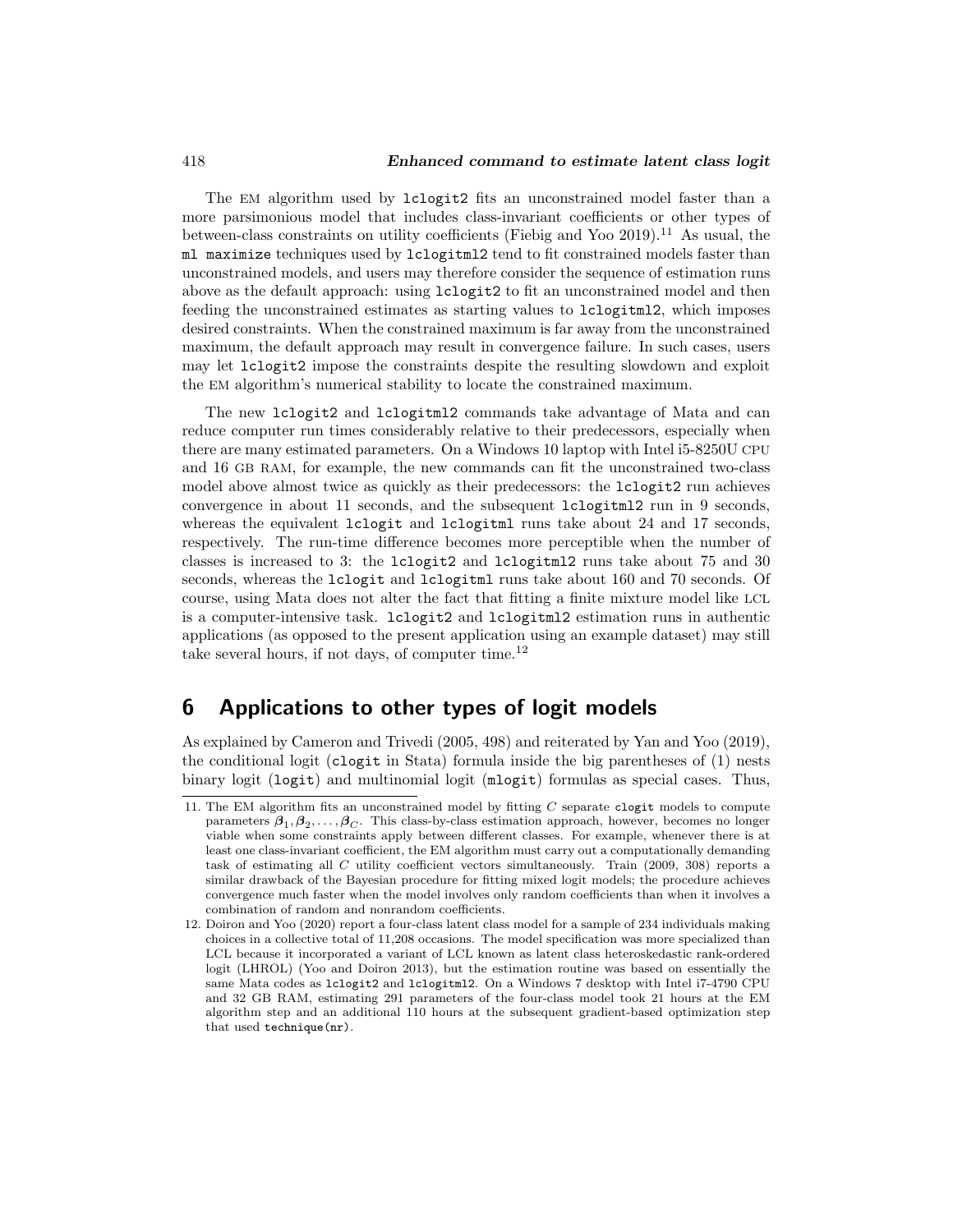The EM algorithm used by `lclogit2` fits an unconstrained model faster than a more parsimonious model that includes class-invariant coefficients or other types of between-class constraints on utility coefficients (Fiebig and Yoo 2019).[11] As usual, the `ml maximize` techniques used by `lclogitml2` tend to fit constrained models faster than unconstrained models, and users may therefore consider the sequence of estimation runs above as the default approach: using `lclogit2` to fit an unconstrained model and then feeding the unconstrained estimates as starting values to `lclogitml2`, which imposes desired constraints. When the constrained maximum is far away from the unconstrained maximum, the default approach may result in convergence failure. In such cases, users may let `lclogit2` impose the constraints despite the resulting slowdown and exploit the EM algorithm's numerical stability to locate the constrained maximum.

The new `lclogit2` and `lclogitml2` commands take advantage of Mata and can reduce computer run times considerably relative to their predecessors, especially when there are many estimated parameters. On a Windows 10 laptop with Intel i5-8250U CPU and 16 GB RAM, for example, the new commands can fit the unconstrained two-class model above almost twice as quickly as their predecessors: the `lclogit2` run achieves convergence in about 11 seconds, and the subsequent `lclogitml2` run in 9 seconds, whereas the equivalent `lclogit` and `lclogitml` runs take about 24 and 17 seconds, respectively. The run-time difference becomes more perceptible when the number of classes is increased to 3: the `lclogit2` and `lclogitml2` runs take about 75 and 30 seconds, whereas the `lclogit` and `lclogitml` runs take about 160 and 70 seconds. Of course, using Mata does not alter the fact that fitting a finite mixture model like LCL is a computer-intensive task. `lclogit2` and `lclogitml2` estimation runs in authentic applications (as opposed to the present application using an example dataset) may still take several hours, if not days, of computer time.[12]

## 6 Applications to other types of logit models

As explained by Cameron and Trivedi (2005, 498) and reiterated by Yan and Yoo (2019), the conditional logit (`clogit` in Stata) formula inside the big parentheses of (1) nests binary logit (`logit`) and multinomial logit (`mlogit`) formulas as special cases. Thus,

---

11. The EM algorithm fits an unconstrained model by fitting $C$ separate `clogit` models to compute parameters $\boldsymbol{\beta}_1, \boldsymbol{\beta}_2, \ldots, \boldsymbol{\beta}_C$. This class-by-class estimation approach, however, becomes no longer viable when some constraints apply between different classes. For example, whenever there is at least one class-invariant coefficient, the EM algorithm must carry out a computationally demanding task of estimating all $C$ utility coefficient vectors simultaneously. Train (2009, 308) reports a similar drawback of the Bayesian procedure for fitting mixed logit models; the procedure achieves convergence much faster when the model involves only random coefficients than when it involves a combination of random and nonrandom coefficients.

12. Doiron and Yoo (2020) report a four-class latent class model for a sample of 234 individuals making choices in a collective total of 11,208 occasions. The model specification was more specialized than LCL because it incorporated a variant of LCL known as latent class heteroskedastic rank-ordered logit (LHROL) (Yoo and Doiron 2013), but the estimation routine was based on essentially the same Mata codes as `lclogit2` and `lclogitml2`. On a Windows 7 desktop with Intel i7-4790 CPU and 32 GB RAM, estimating 291 parameters of the four-class model took 21 hours at the EM algorithm step and an additional 110 hours at the subsequent gradient-based optimization step that used `technique(nr)`.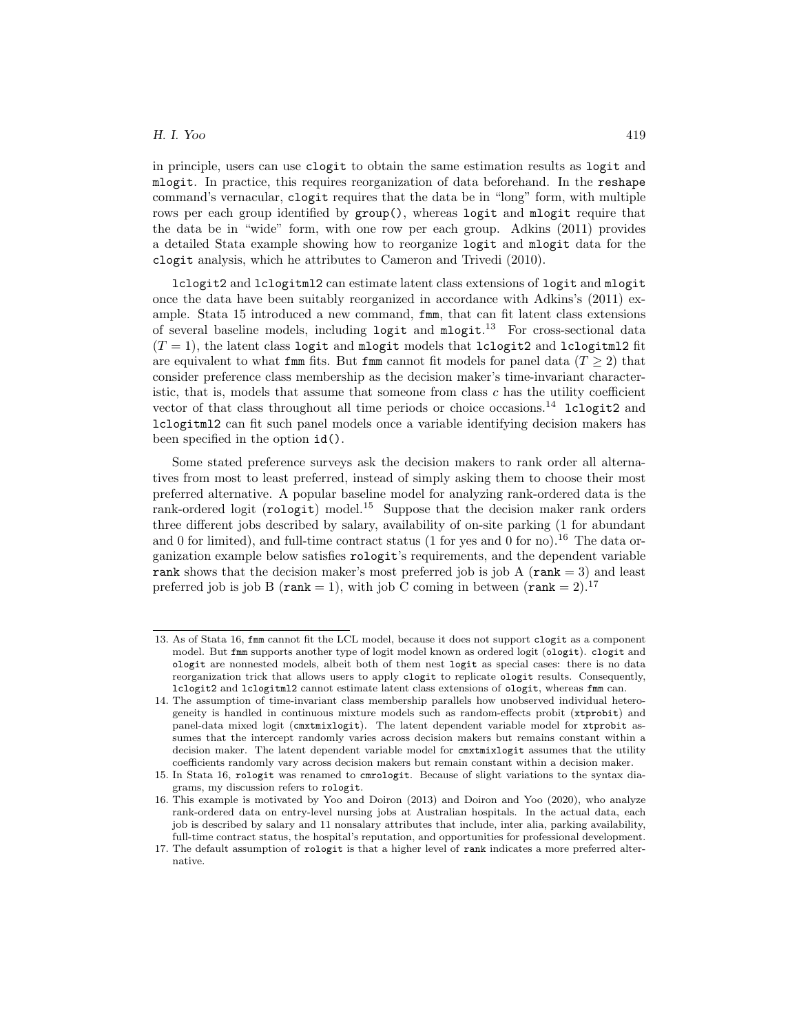in principle, users can use `clogit` to obtain the same estimation results as `logit` and `mlogit`. In practice, this requires reorganization of data beforehand. In the `reshape` command's vernacular, `clogit` requires that the data be in "long" form, with multiple rows per each group identified by `group()`, whereas `logit` and `mlogit` require that the data be in "wide" form, with one row per each group. Adkins (2011) provides a detailed Stata example showing how to reorganize `logit` and `mlogit` data for the `clogit` analysis, which he attributes to Cameron and Trivedi (2010).

`lclogit2` and `lclogitml2` can estimate latent class extensions of `logit` and `mlogit` once the data have been suitably reorganized in accordance with Adkins's (2011) example. Stata 15 introduced a new command, `fmm`, that can fit latent class extensions of several baseline models, including `logit` and `mlogit`.[13] For cross-sectional data ($T = 1$), the latent class `logit` and `mlogit` models that `lclogit2` and `lclogitml2` fit are equivalent to what `fmm` fits. But `fmm` cannot fit models for panel data ($T \geq 2$) that consider preference class membership as the decision maker's time-invariant characteristic, that is, models that assume that someone from class $c$ has the utility coefficient vector of that class throughout all time periods or choice occasions.[14] `lclogit2` and `lclogitml2` can fit such panel models once a variable identifying decision makers has been specified in the option `id()`.

Some stated preference surveys ask the decision makers to rank order all alternatives from most to least preferred, instead of simply asking them to choose their most preferred alternative. A popular baseline model for analyzing rank-ordered data is the rank-ordered logit (`rologit`) model.[15] Suppose that the decision maker rank orders three different jobs described by salary, availability of on-site parking (1 for abundant and 0 for limited), and full-time contract status (1 for yes and 0 for no).[16] The data organization example below satisfies `rologit`'s requirements, and the dependent variable `rank` shows that the decision maker's most preferred job is job A (`rank` = 3) and least preferred job is job B (`rank` = 1), with job C coming in between (`rank` = 2).[17]

---

13. As of Stata 16, `fmm` cannot fit the LCL model, because it does not support `clogit` as a component model. But `fmm` supports another type of logit model known as ordered logit (`ologit`). `clogit` and `ologit` are nonnested models, albeit both of them nest `logit` as special cases: there is no data reorganization trick that allows users to apply `clogit` to replicate `ologit` results. Consequently, `lclogit2` and `lclogitml2` cannot estimate latent class extensions of `ologit`, whereas `fmm` can.

14. The assumption of time-invariant class membership parallels how unobserved individual heterogeneity is handled in continuous mixture models such as random-effects probit (`xtprobit`) and panel-data mixed logit (`cmxtmixlogit`). The latent dependent variable model for `xtprobit` assumes that the intercept randomly varies across decision makers but remains constant within a decision maker. The latent dependent variable model for `cmxtmixlogit` assumes that the utility coefficients randomly vary across decision makers but remain constant within a decision maker.

15. In Stata 16, `rologit` was renamed to `cmrologit`. Because of slight variations to the syntax diagrams, my discussion refers to `rologit`.

16. This example is motivated by Yoo and Doiron (2013) and Doiron and Yoo (2020), who analyze rank-ordered data on entry-level nursing jobs at Australian hospitals. In the actual data, each job is described by salary and 11 nonsalary attributes that include, inter alia, parking availability, full-time contract status, the hospital's reputation, and opportunities for professional development.

17. The default assumption of `rologit` is that a higher level of `rank` indicates a more preferred alternative.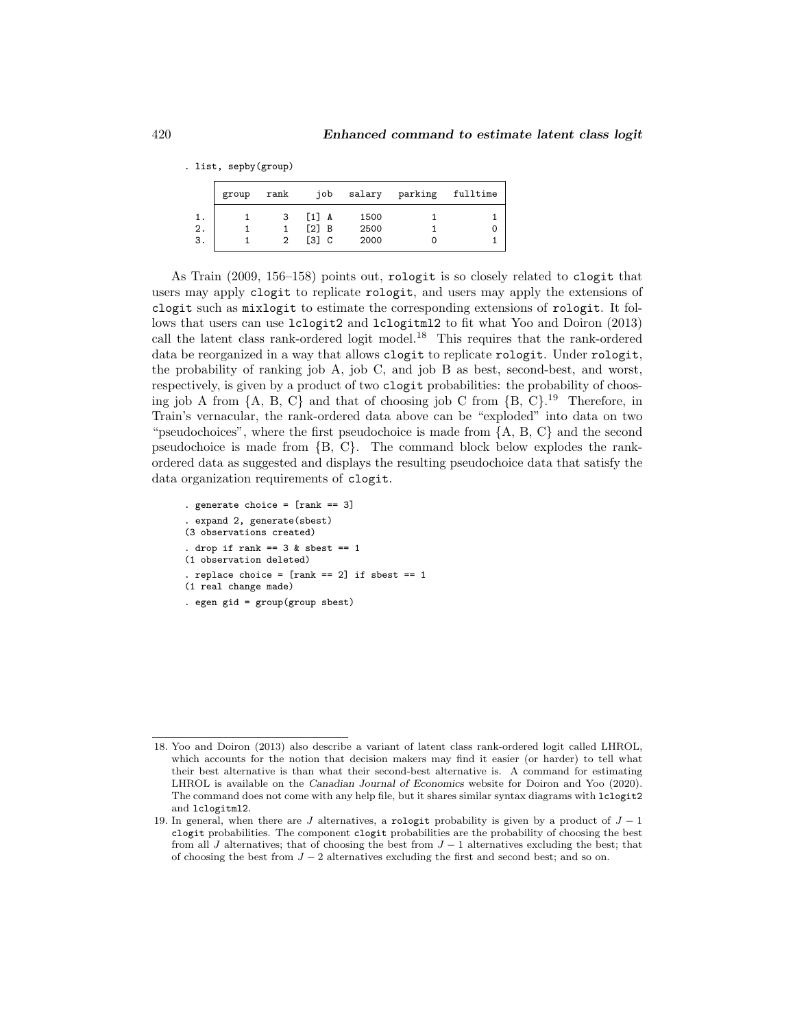```
. list, sepby(group)
```

|  | group | rank | job | salary | parking | fulltime |
|---|---|---|---|---|---|---|
| 1. | 1 | 3 | [1] A | 1500 | 1 | 1 |
| 2. | 1 | 1 | [2] B | 2500 | 1 | 0 |
| 3. | 1 | 2 | [3] C | 2000 | 0 | 1 |

As Train (2009, 156–158) points out, rologit is so closely related to clogit that users may apply clogit to replicate rologit, and users may apply the extensions of clogit such as mixlogit to estimate the corresponding extensions of rologit. It follows that users can use lclogit2 and lclogitml2 to fit what Yoo and Doiron (2013) call the latent class rank-ordered logit model.[18] This requires that the rank-ordered data be reorganized in a way that allows clogit to replicate rologit. Under rologit, the probability of ranking job A, job C, and job B as best, second-best, and worst, respectively, is given by a product of two clogit probabilities: the probability of choosing job A from {A, B, C} and that of choosing job C from {B, C}.[19] Therefore, in Train's vernacular, the rank-ordered data above can be "exploded" into data on two "pseudochoices", where the first pseudochoice is made from {A, B, C} and the second pseudochoice is made from {B, C}. The command block below explodes the rank-ordered data as suggested and displays the resulting pseudochoice data that satisfy the data organization requirements of clogit.

```
. generate choice = [rank == 3]
. expand 2, generate(sbest)
(3 observations created)
. drop if rank == 3 & sbest == 1
(1 observation deleted)
. replace choice = [rank == 2] if sbest == 1
(1 real change made)
. egen gid = group(group sbest)
```

18. Yoo and Doiron (2013) also describe a variant of latent class rank-ordered logit called LHROL, which accounts for the notion that decision makers may find it easier (or harder) to tell what their best alternative is than what their second-best alternative is. A command for estimating LHROL is available on the *Canadian Journal of Economics* website for Doiron and Yoo (2020). The command does not come with any help file, but it shares similar syntax diagrams with lclogit2 and lclogitml2.

19. In general, when there are $J$ alternatives, a rologit probability is given by a product of $J-1$ clogit probabilities. The component clogit probabilities are the probability of choosing the best from all $J$ alternatives; that of choosing the best from $J-1$ alternatives excluding the best; that of choosing the best from $J-2$ alternatives excluding the first and second best; and so on.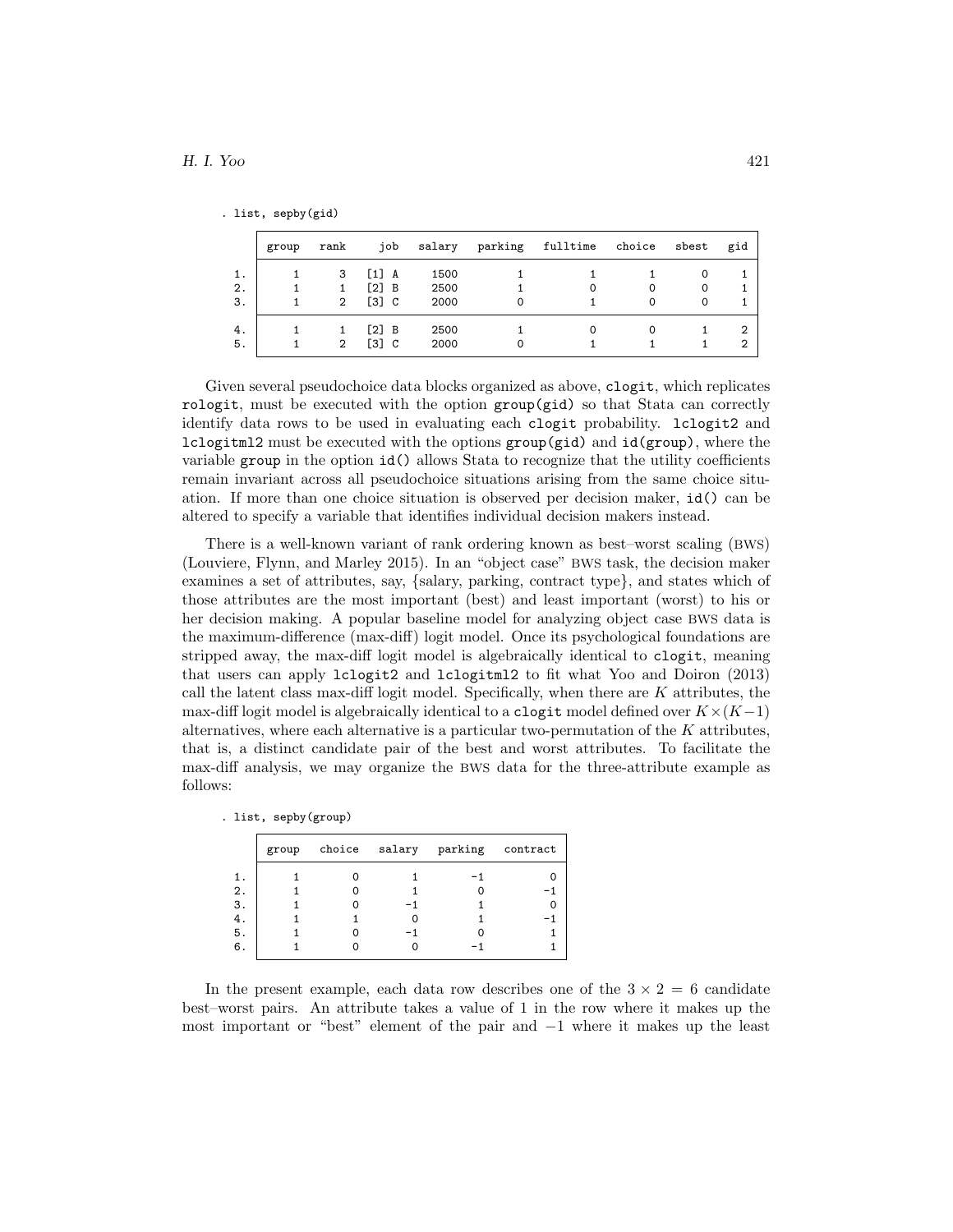```
. list, sepby(gid)
```

| | group | rank | job | salary | parking | fulltime | choice | sbest | gid |
|---|---|---|---|---|---|---|---|---|---|
| 1. | 1 | 3 | [1] A | 1500 | 1 | 1 | 1 | 0 | 1 |
| 2. | 1 | 1 | [2] B | 2500 | 1 | 0 | 0 | 0 | 1 |
| 3. | 1 | 2 | [3] C | 2000 | 0 | 1 | 0 | 0 | 1 |
| 4. | 1 | 1 | [2] B | 2500 | 1 | 0 | 0 | 1 | 2 |
| 5. | 1 | 2 | [3] C | 2000 | 0 | 1 | 1 | 1 | 2 |

Given several pseudochoice data blocks organized as above, `clogit`, which replicates `rologit`, must be executed with the option `group(gid)` so that Stata can correctly identify data rows to be used in evaluating each `clogit` probability. `lclogit2` and `lclogitml2` must be executed with the options `group(gid)` and `id(group)`, where the variable `group` in the option `id()` allows Stata to recognize that the utility coefficients remain invariant across all pseudochoice situations arising from the same choice situation. If more than one choice situation is observed per decision maker, `id()` can be altered to specify a variable that identifies individual decision makers instead.

There is a well-known variant of rank ordering known as best–worst scaling (BWS) (Louviere, Flynn, and Marley 2015). In an "object case" BWS task, the decision maker examines a set of attributes, say, {salary, parking, contract type}, and states which of those attributes are the most important (best) and least important (worst) to his or her decision making. A popular baseline model for analyzing object case BWS data is the maximum-difference (max-diff) logit model. Once its psychological foundations are stripped away, the max-diff logit model is algebraically identical to `clogit`, meaning that users can apply `lclogit2` and `lclogitml2` to fit what Yoo and Doiron (2013) call the latent class max-diff logit model. Specifically, when there are $K$ attributes, the max-diff logit model is algebraically identical to a `clogit` model defined over $K \times (K-1)$ alternatives, where each alternative is a particular two-permutation of the $K$ attributes, that is, a distinct candidate pair of the best and worst attributes. To facilitate the max-diff analysis, we may organize the BWS data for the three-attribute example as follows:

```
. list, sepby(group)
```

| | group | choice | salary | parking | contract |
|---|---|---|---|---|---|
| 1. | 1 | 0 | 1 | -1 | 0 |
| 2. | 1 | 0 | 1 | 0 | -1 |
| 3. | 1 | 0 | -1 | 1 | 0 |
| 4. | 1 | 1 | 0 | 1 | -1 |
| 5. | 1 | 0 | -1 | 0 | 1 |
| 6. | 1 | 0 | 0 | -1 | 1 |

In the present example, each data row describes one of the $3 \times 2 = 6$ candidate best–worst pairs. An attribute takes a value of 1 in the row where it makes up the most important or "best" element of the pair and $-1$ where it makes up the least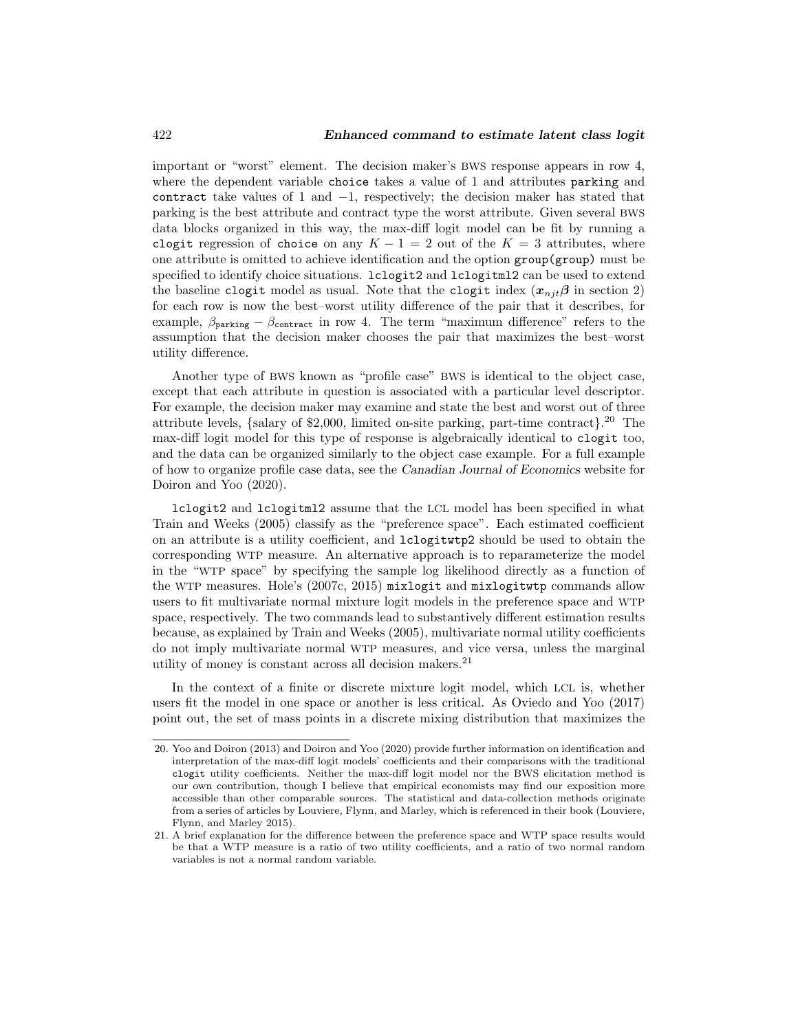important or "worst" element. The decision maker's BWS response appears in row 4, where the dependent variable `choice` takes a value of 1 and attributes `parking` and `contract` take values of 1 and −1, respectively; the decision maker has stated that parking is the best attribute and contract type the worst attribute. Given several BWS data blocks organized in this way, the max-diff logit model can be fit by running a `clogit` regression of `choice` on any $K - 1 = 2$ out of the $K = 3$ attributes, where one attribute is omitted to achieve identification and the option `group(group)` must be specified to identify choice situations. `lclogit2` and `lclogitml2` can be used to extend the baseline `clogit` model as usual. Note that the `clogit` index ($\boldsymbol{x}_{njt}\boldsymbol{\beta}$ in section 2) for each row is now the best–worst utility difference of the pair that it describes, for example, $\beta_{\texttt{parking}} - \beta_{\texttt{contract}}$ in row 4. The term "maximum difference" refers to the assumption that the decision maker chooses the pair that maximizes the best–worst utility difference.

Another type of BWS known as "profile case" BWS is identical to the object case, except that each attribute in question is associated with a particular level descriptor. For example, the decision maker may examine and state the best and worst out of three attribute levels, {salary of $2,000, limited on-site parking, part-time contract}.[20] The max-diff logit model for this type of response is algebraically identical to `clogit` too, and the data can be organized similarly to the object case example. For a full example of how to organize profile case data, see the *Canadian Journal of Economics* website for Doiron and Yoo (2020).

`lclogit2` and `lclogitml2` assume that the LCL model has been specified in what Train and Weeks (2005) classify as the "preference space". Each estimated coefficient on an attribute is a utility coefficient, and `lclogitwtp2` should be used to obtain the corresponding WTP measure. An alternative approach is to reparameterize the model in the "WTP space" by specifying the sample log likelihood directly as a function of the WTP measures. Hole's (2007c, 2015) `mixlogit` and `mixlogitwtp` commands allow users to fit multivariate normal mixture logit models in the preference space and WTP space, respectively. The two commands lead to substantively different estimation results because, as explained by Train and Weeks (2005), multivariate normal utility coefficients do not imply multivariate normal WTP measures, and vice versa, unless the marginal utility of money is constant across all decision makers.[21]

In the context of a finite or discrete mixture logit model, which LCL is, whether users fit the model in one space or another is less critical. As Oviedo and Yoo (2017) point out, the set of mass points in a discrete mixing distribution that maximizes the

---

20. Yoo and Doiron (2013) and Doiron and Yoo (2020) provide further information on identification and interpretation of the max-diff logit models' coefficients and their comparisons with the traditional `clogit` utility coefficients. Neither the max-diff logit model nor the BWS elicitation method is our own contribution, though I believe that empirical economists may find our exposition more accessible than other comparable sources. The statistical and data-collection methods originate from a series of articles by Louviere, Flynn, and Marley, which is referenced in their book (Louviere, Flynn, and Marley 2015).

21. A brief explanation for the difference between the preference space and WTP space results would be that a WTP measure is a ratio of two utility coefficients, and a ratio of two normal random variables is not a normal random variable.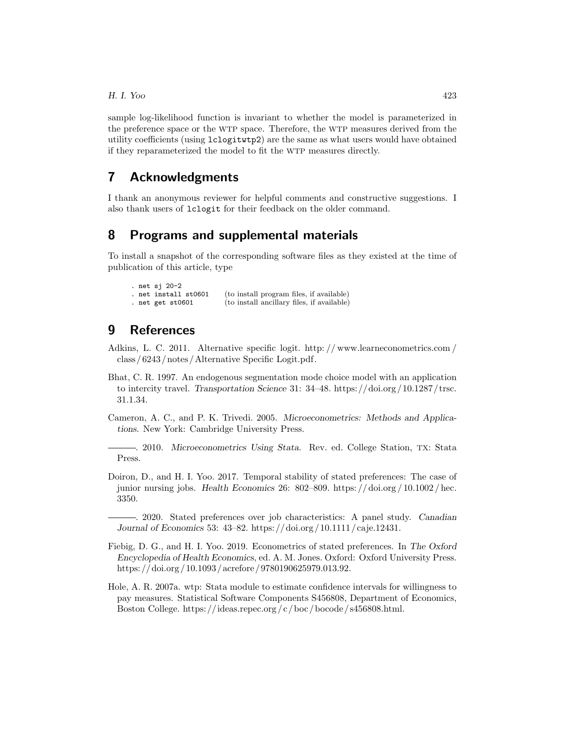sample log-likelihood function is invariant to whether the model is parameterized in the preference space or the WTP space. Therefore, the WTP measures derived from the utility coefficients (using `lclogitwtp2`) are the same as what users would have obtained if they reparameterized the model to fit the WTP measures directly.

## 7 Acknowledgments

I thank an anonymous reviewer for helpful comments and constructive suggestions. I also thank users of `lclogit` for their feedback on the older command.

## 8 Programs and supplemental materials

To install a snapshot of the corresponding software files as they existed at the time of publication of this article, type

```
. net sj 20-2
. net install st0601     (to install program files, if available)
. net get st0601         (to install ancillary files, if available)
```

## 9 References

Adkins, L. C. 2011. Alternative specific logit. http://www.learneconometrics.com/class/6243/notes/Alternative Specific Logit.pdf.

Bhat, C. R. 1997. An endogenous segmentation mode choice model with an application to intercity travel. *Transportation Science* 31: 34–48. https://doi.org/10.1287/trsc.31.1.34.

Cameron, A. C., and P. K. Trivedi. 2005. *Microeconometrics: Methods and Applications*. New York: Cambridge University Press.

———. 2010. *Microeconometrics Using Stata*. Rev. ed. College Station, TX: Stata Press.

Doiron, D., and H. I. Yoo. 2017. Temporal stability of stated preferences: The case of junior nursing jobs. *Health Economics* 26: 802–809. https://doi.org/10.1002/hec.3350.

———. 2020. Stated preferences over job characteristics: A panel study. *Canadian Journal of Economics* 53: 43–82. https://doi.org/10.1111/caje.12431.

Fiebig, D. G., and H. I. Yoo. 2019. Econometrics of stated preferences. In *The Oxford Encyclopedia of Health Economics*, ed. A. M. Jones. Oxford: Oxford University Press. https://doi.org/10.1093/acrefore/9780190625979.013.92.

Hole, A. R. 2007a. wtp: Stata module to estimate confidence intervals for willingness to pay measures. Statistical Software Components S456808, Department of Economics, Boston College. https://ideas.repec.org/c/boc/bocode/s456808.html.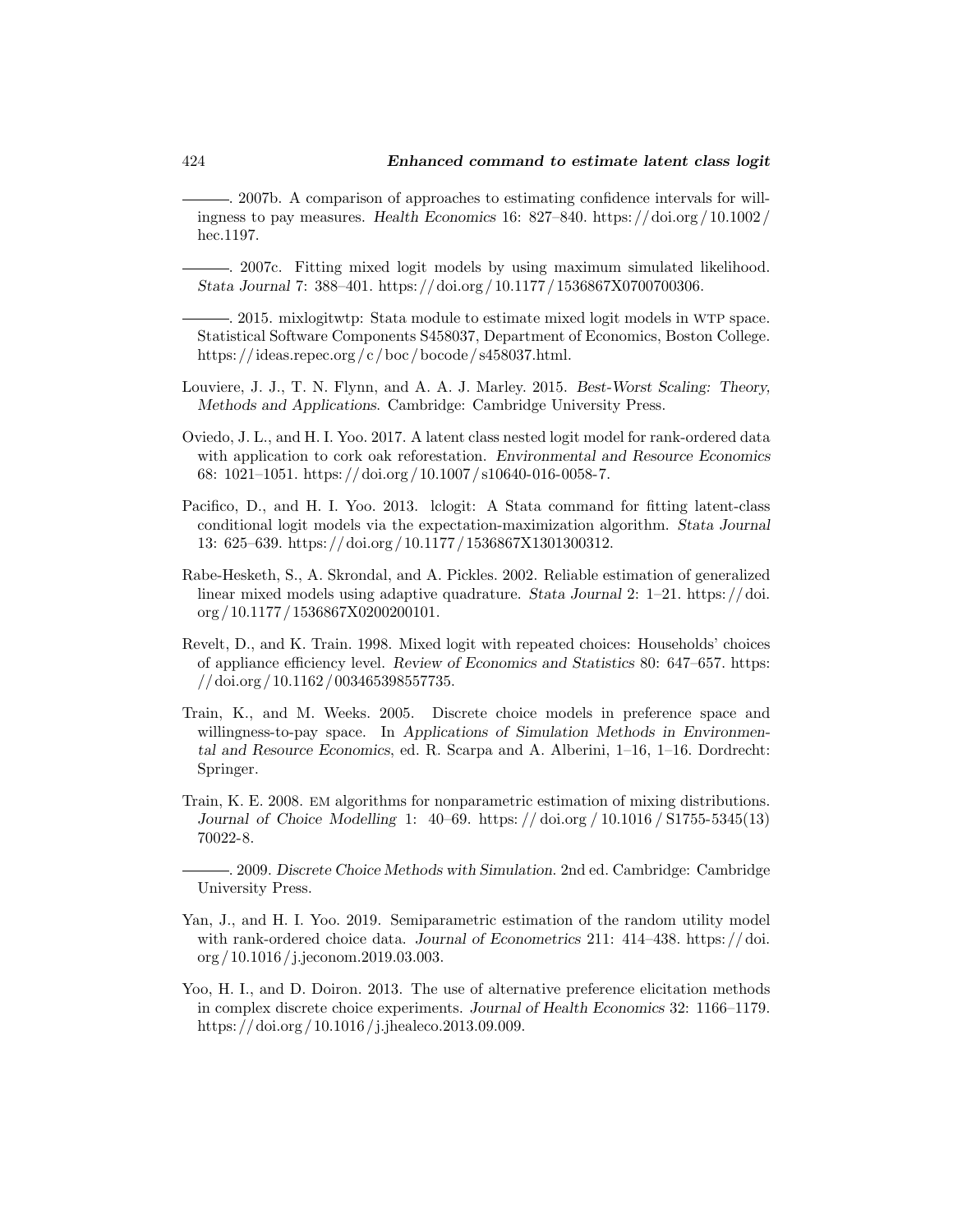———. 2007b. A comparison of approaches to estimating confidence intervals for willingness to pay measures. *Health Economics* 16: 827–840. https://doi.org/10.1002/hec.1197.

———. 2007c. Fitting mixed logit models by using maximum simulated likelihood. *Stata Journal* 7: 388–401. https://doi.org/10.1177/1536867X0700700306.

———. 2015. mixlogitwtp: Stata module to estimate mixed logit models in WTP space. Statistical Software Components S458037, Department of Economics, Boston College. https://ideas.repec.org/c/boc/bocode/s458037.html.

Louviere, J. J., T. N. Flynn, and A. A. J. Marley. 2015. *Best-Worst Scaling: Theory, Methods and Applications*. Cambridge: Cambridge University Press.

Oviedo, J. L., and H. I. Yoo. 2017. A latent class nested logit model for rank-ordered data with application to cork oak reforestation. *Environmental and Resource Economics* 68: 1021–1051. https://doi.org/10.1007/s10640-016-0058-7.

Pacifico, D., and H. I. Yoo. 2013. lclogit: A Stata command for fitting latent-class conditional logit models via the expectation-maximization algorithm. *Stata Journal* 13: 625–639. https://doi.org/10.1177/1536867X1301300312.

Rabe-Hesketh, S., A. Skrondal, and A. Pickles. 2002. Reliable estimation of generalized linear mixed models using adaptive quadrature. *Stata Journal* 2: 1–21. https://doi.org/10.1177/1536867X0200200101.

Revelt, D., and K. Train. 1998. Mixed logit with repeated choices: Households' choices of appliance efficiency level. *Review of Economics and Statistics* 80: 647–657. https://doi.org/10.1162/003465398557735.

Train, K., and M. Weeks. 2005. Discrete choice models in preference space and willingness-to-pay space. In *Applications of Simulation Methods in Environmental and Resource Economics*, ed. R. Scarpa and A. Alberini, 1–16, 1–16. Dordrecht: Springer.

Train, K. E. 2008. EM algorithms for nonparametric estimation of mixing distributions. *Journal of Choice Modelling* 1: 40–69. https://doi.org/10.1016/S1755-5345(13)70022-8.

———. 2009. *Discrete Choice Methods with Simulation*. 2nd ed. Cambridge: Cambridge University Press.

Yan, J., and H. I. Yoo. 2019. Semiparametric estimation of the random utility model with rank-ordered choice data. *Journal of Econometrics* 211: 414–438. https://doi.org/10.1016/j.jeconom.2019.03.003.

Yoo, H. I., and D. Doiron. 2013. The use of alternative preference elicitation methods in complex discrete choice experiments. *Journal of Health Economics* 32: 1166–1179. https://doi.org/10.1016/j.jhealeco.2013.09.009.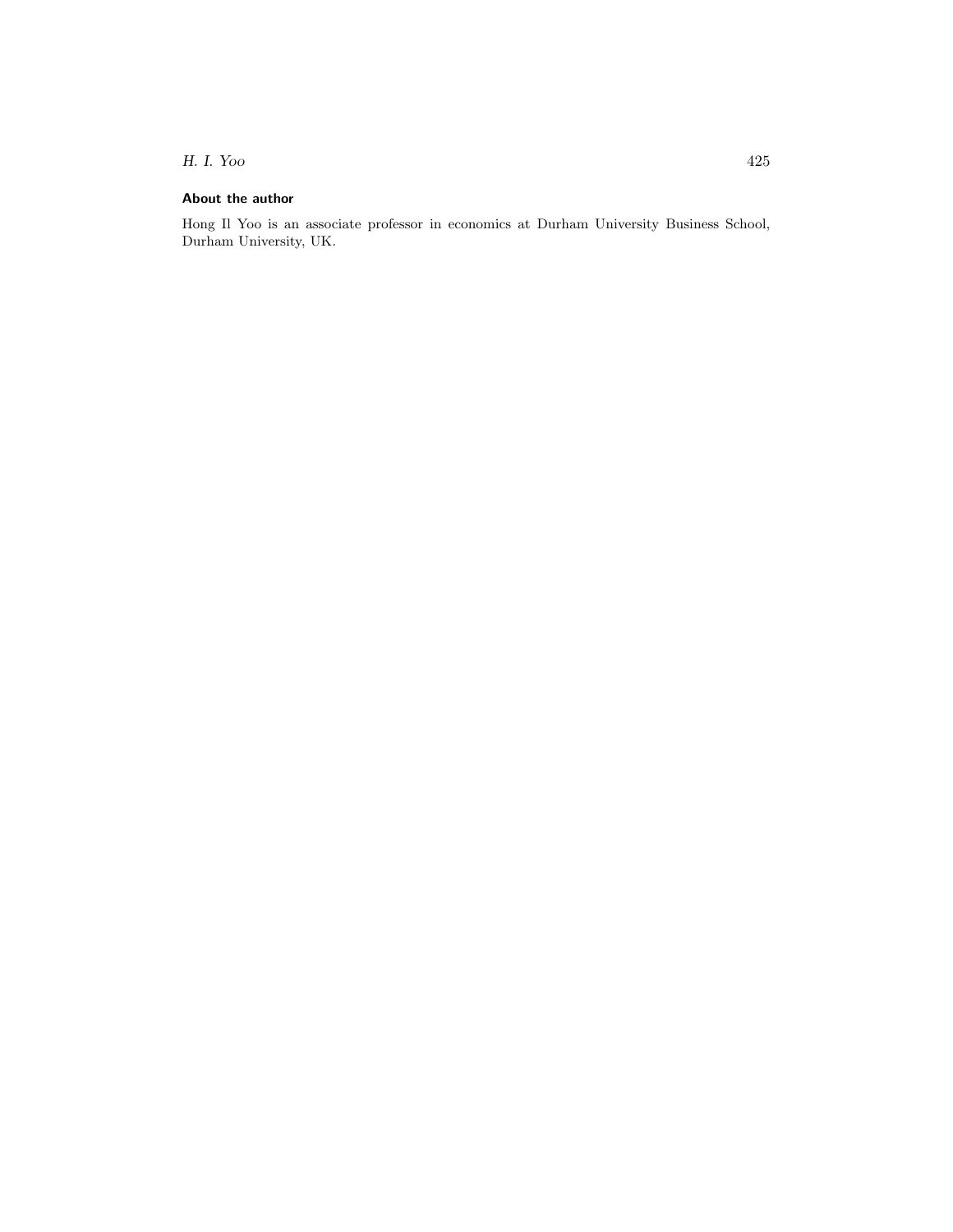### About the author

Hong Il Yoo is an associate professor in economics at Durham University Business School, Durham University, UK.